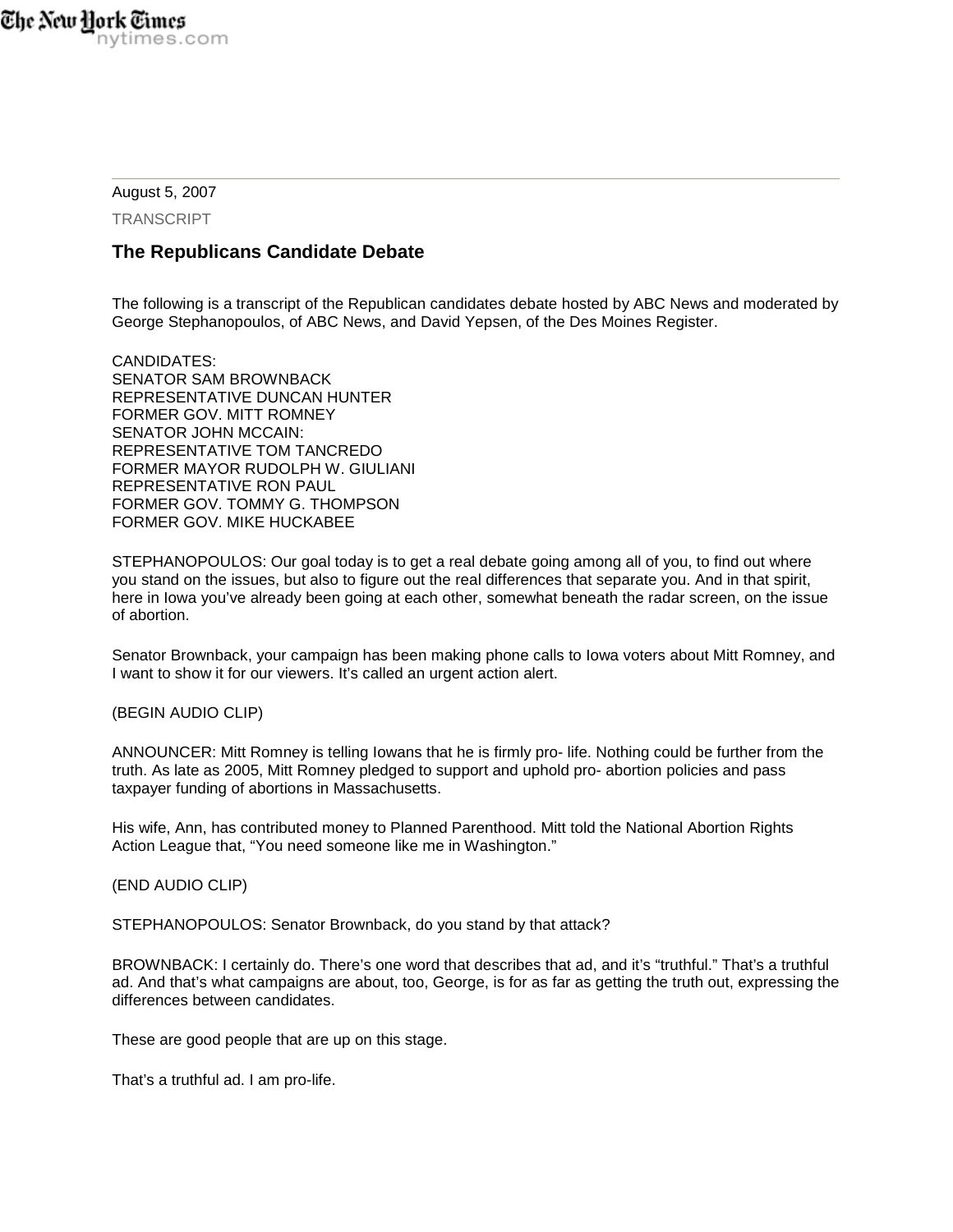August 5, 2007

TRANSCRIPT

## The Republicans Candidate Debate

The following is a transcript of the Republican candidates debate hosted by ABC News and moderated by George Stephanopoulos, of ABC News, and David Yepsen, of the Des Moines Register.

CANDIDATES:
SENATOR SAM BROWNBACK
REPRESENTATIVE DUNCAN HUNTER
FORMER GOV. MITT ROMNEY
SENATOR JOHN MCCAIN:
REPRESENTATIVE TOM TANCREDO
FORMER MAYOR RUDOLPH W. GIULIANI
REPRESENTATIVE RON PAUL
FORMER GOV. TOMMY G. THOMPSON
FORMER GOV. MIKE HUCKABEE

STEPHANOPOULOS: Our goal today is to get a real debate going among all of you, to find out where you stand on the issues, but also to figure out the real differences that separate you. And in that spirit, here in Iowa you've already been going at each other, somewhat beneath the radar screen, on the issue of abortion.

Senator Brownback, your campaign has been making phone calls to Iowa voters about Mitt Romney, and I want to show it for our viewers. It's called an urgent action alert.

(BEGIN AUDIO CLIP)

ANNOUNCER: Mitt Romney is telling Iowans that he is firmly pro- life. Nothing could be further from the truth. As late as 2005, Mitt Romney pledged to support and uphold pro- abortion policies and pass taxpayer funding of abortions in Massachusetts.

His wife, Ann, has contributed money to Planned Parenthood. Mitt told the National Abortion Rights Action League that, "You need someone like me in Washington."

(END AUDIO CLIP)

STEPHANOPOULOS: Senator Brownback, do you stand by that attack?

BROWNBACK: I certainly do. There's one word that describes that ad, and it's "truthful." That's a truthful ad. And that's what campaigns are about, too, George, is for as far as getting the truth out, expressing the differences between candidates.

These are good people that are up on this stage.

That's a truthful ad. I am pro-life.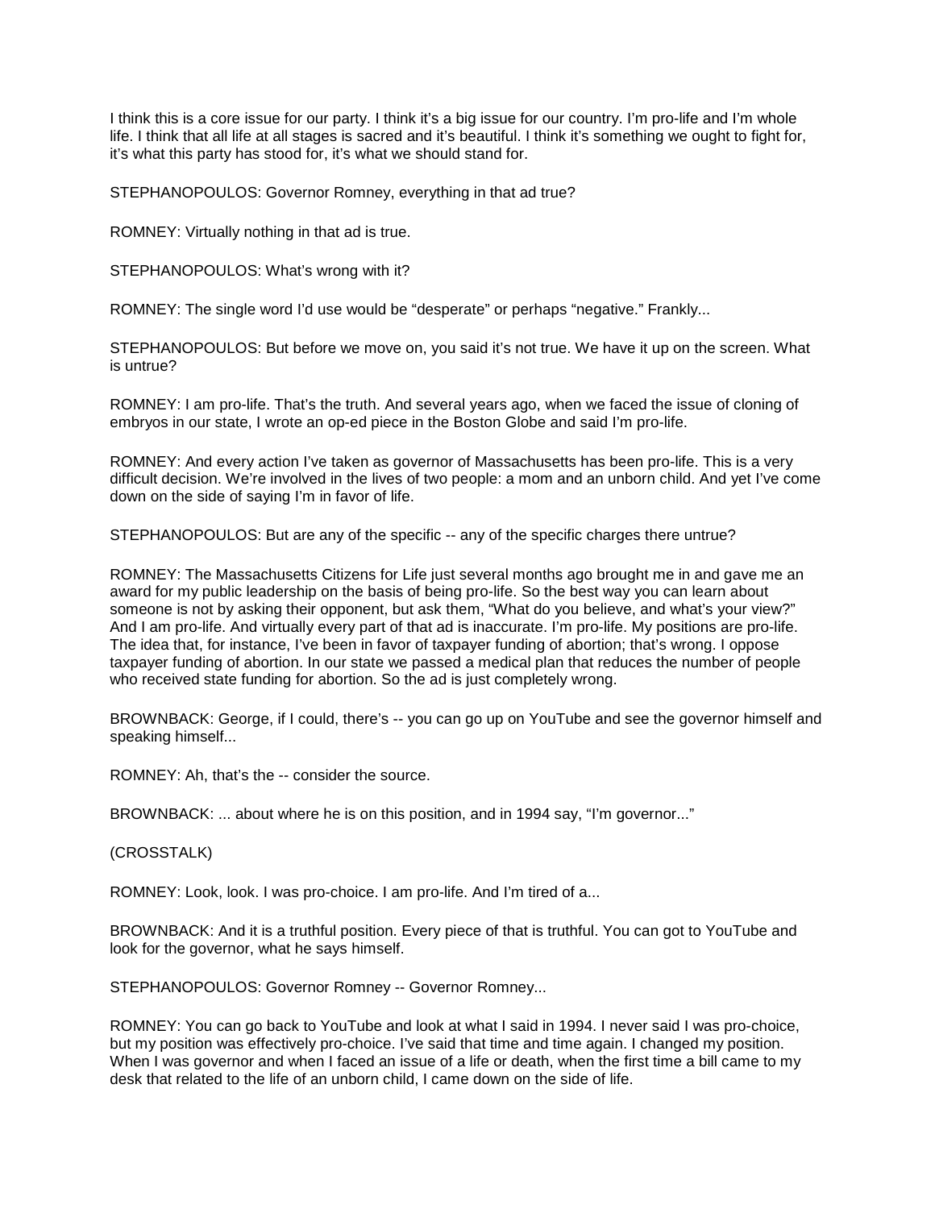I think this is a core issue for our party. I think it's a big issue for our country. I'm pro-life and I'm whole life. I think that all life at all stages is sacred and it's beautiful. I think it's something we ought to fight for, it's what this party has stood for, it's what we should stand for.

STEPHANOPOULOS: Governor Romney, everything in that ad true?

ROMNEY: Virtually nothing in that ad is true.

STEPHANOPOULOS: What's wrong with it?

ROMNEY: The single word I'd use would be "desperate" or perhaps "negative." Frankly...

STEPHANOPOULOS: But before we move on, you said it's not true. We have it up on the screen. What is untrue?

ROMNEY: I am pro-life. That's the truth. And several years ago, when we faced the issue of cloning of embryos in our state, I wrote an op-ed piece in the Boston Globe and said I'm pro-life.

ROMNEY: And every action I've taken as governor of Massachusetts has been pro-life. This is a very difficult decision. We're involved in the lives of two people: a mom and an unborn child. And yet I've come down on the side of saying I'm in favor of life.

STEPHANOPOULOS: But are any of the specific -- any of the specific charges there untrue?

ROMNEY: The Massachusetts Citizens for Life just several months ago brought me in and gave me an award for my public leadership on the basis of being pro-life. So the best way you can learn about someone is not by asking their opponent, but ask them, "What do you believe, and what's your view?" And I am pro-life. And virtually every part of that ad is inaccurate. I'm pro-life. My positions are pro-life. The idea that, for instance, I've been in favor of taxpayer funding of abortion; that's wrong. I oppose taxpayer funding of abortion. In our state we passed a medical plan that reduces the number of people who received state funding for abortion. So the ad is just completely wrong.

BROWNBACK: George, if I could, there's -- you can go up on YouTube and see the governor himself and speaking himself...

ROMNEY: Ah, that's the -- consider the source.

BROWNBACK: ... about where he is on this position, and in 1994 say, "I'm governor..."

(CROSSTALK)

ROMNEY: Look, look. I was pro-choice. I am pro-life. And I'm tired of a...

BROWNBACK: And it is a truthful position. Every piece of that is truthful. You can got to YouTube and look for the governor, what he says himself.

STEPHANOPOULOS: Governor Romney -- Governor Romney...

ROMNEY: You can go back to YouTube and look at what I said in 1994. I never said I was pro-choice, but my position was effectively pro-choice. I've said that time and time again. I changed my position. When I was governor and when I faced an issue of a life or death, when the first time a bill came to my desk that related to the life of an unborn child, I came down on the side of life.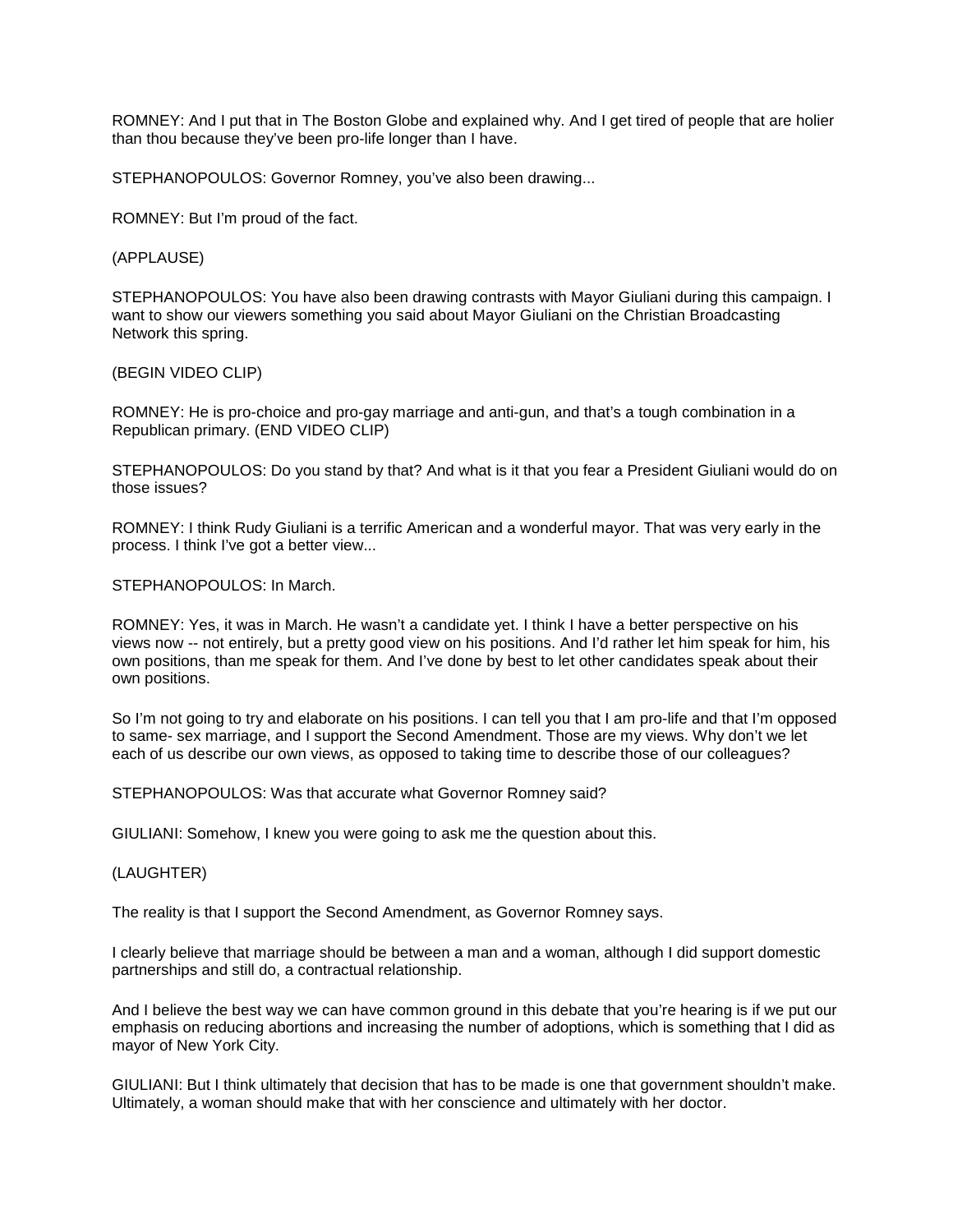ROMNEY: And I put that in The Boston Globe and explained why. And I get tired of people that are holier than thou because they've been pro-life longer than I have.

STEPHANOPOULOS: Governor Romney, you've also been drawing...

ROMNEY: But I'm proud of the fact.

(APPLAUSE)

STEPHANOPOULOS: You have also been drawing contrasts with Mayor Giuliani during this campaign. I want to show our viewers something you said about Mayor Giuliani on the Christian Broadcasting Network this spring.

(BEGIN VIDEO CLIP)

ROMNEY: He is pro-choice and pro-gay marriage and anti-gun, and that's a tough combination in a Republican primary. (END VIDEO CLIP)

STEPHANOPOULOS: Do you stand by that? And what is it that you fear a President Giuliani would do on those issues?

ROMNEY: I think Rudy Giuliani is a terrific American and a wonderful mayor. That was very early in the process. I think I've got a better view...

STEPHANOPOULOS: In March.

ROMNEY: Yes, it was in March. He wasn't a candidate yet. I think I have a better perspective on his views now -- not entirely, but a pretty good view on his positions. And I'd rather let him speak for him, his own positions, than me speak for them. And I've done by best to let other candidates speak about their own positions.

So I'm not going to try and elaborate on his positions. I can tell you that I am pro-life and that I'm opposed to same- sex marriage, and I support the Second Amendment. Those are my views. Why don't we let each of us describe our own views, as opposed to taking time to describe those of our colleagues?

STEPHANOPOULOS: Was that accurate what Governor Romney said?

GIULIANI: Somehow, I knew you were going to ask me the question about this.

(LAUGHTER)

The reality is that I support the Second Amendment, as Governor Romney says.

I clearly believe that marriage should be between a man and a woman, although I did support domestic partnerships and still do, a contractual relationship.

And I believe the best way we can have common ground in this debate that you're hearing is if we put our emphasis on reducing abortions and increasing the number of adoptions, which is something that I did as mayor of New York City.

GIULIANI: But I think ultimately that decision that has to be made is one that government shouldn't make. Ultimately, a woman should make that with her conscience and ultimately with her doctor.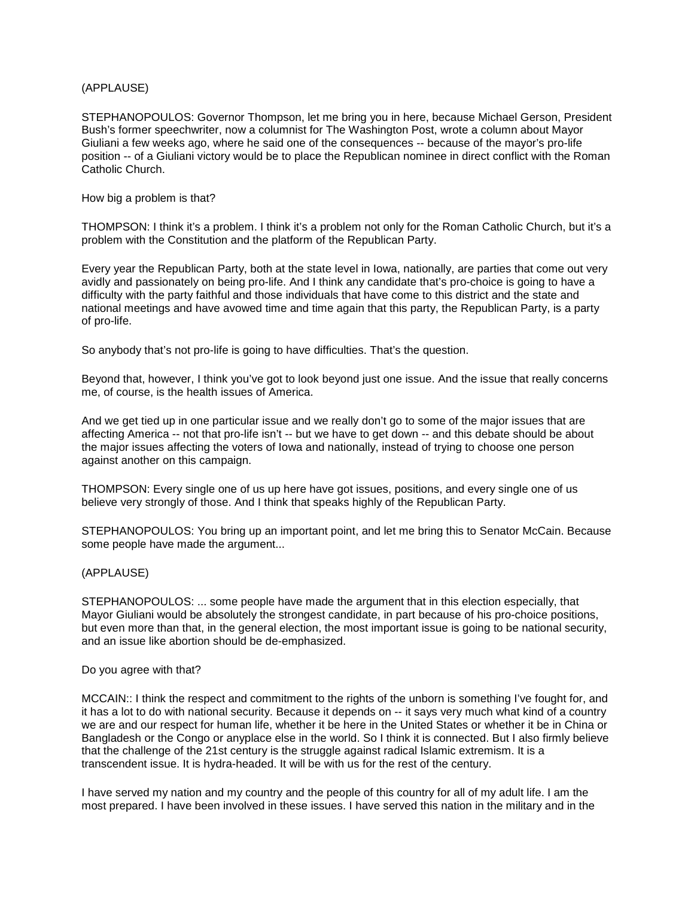(APPLAUSE)

STEPHANOPOULOS: Governor Thompson, let me bring you in here, because Michael Gerson, President Bush's former speechwriter, now a columnist for The Washington Post, wrote a column about Mayor Giuliani a few weeks ago, where he said one of the consequences -- because of the mayor's pro-life position -- of a Giuliani victory would be to place the Republican nominee in direct conflict with the Roman Catholic Church.

How big a problem is that?

THOMPSON: I think it's a problem. I think it's a problem not only for the Roman Catholic Church, but it's a problem with the Constitution and the platform of the Republican Party.

Every year the Republican Party, both at the state level in Iowa, nationally, are parties that come out very avidly and passionately on being pro-life. And I think any candidate that's pro-choice is going to have a difficulty with the party faithful and those individuals that have come to this district and the state and national meetings and have avowed time and time again that this party, the Republican Party, is a party of pro-life.

So anybody that's not pro-life is going to have difficulties. That's the question.

Beyond that, however, I think you've got to look beyond just one issue. And the issue that really concerns me, of course, is the health issues of America.

And we get tied up in one particular issue and we really don't go to some of the major issues that are affecting America -- not that pro-life isn't -- but we have to get down -- and this debate should be about the major issues affecting the voters of Iowa and nationally, instead of trying to choose one person against another on this campaign.

THOMPSON: Every single one of us up here have got issues, positions, and every single one of us believe very strongly of those. And I think that speaks highly of the Republican Party.

STEPHANOPOULOS: You bring up an important point, and let me bring this to Senator McCain. Because some people have made the argument...

(APPLAUSE)

STEPHANOPOULOS: ... some people have made the argument that in this election especially, that Mayor Giuliani would be absolutely the strongest candidate, in part because of his pro-choice positions, but even more than that, in the general election, the most important issue is going to be national security, and an issue like abortion should be de-emphasized.

Do you agree with that?

MCCAIN:: I think the respect and commitment to the rights of the unborn is something I've fought for, and it has a lot to do with national security. Because it depends on -- it says very much what kind of a country we are and our respect for human life, whether it be here in the United States or whether it be in China or Bangladesh or the Congo or anyplace else in the world. So I think it is connected. But I also firmly believe that the challenge of the 21st century is the struggle against radical Islamic extremism. It is a transcendent issue. It is hydra-headed. It will be with us for the rest of the century.

I have served my nation and my country and the people of this country for all of my adult life. I am the most prepared. I have been involved in these issues. I have served this nation in the military and in the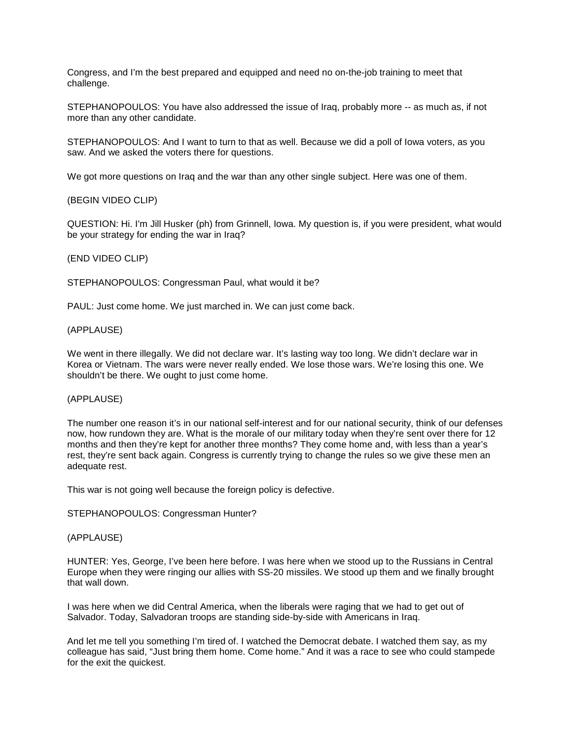Congress, and I'm the best prepared and equipped and need no on-the-job training to meet that challenge.

STEPHANOPOULOS: You have also addressed the issue of Iraq, probably more -- as much as, if not more than any other candidate.

STEPHANOPOULOS: And I want to turn to that as well. Because we did a poll of Iowa voters, as you saw. And we asked the voters there for questions.

We got more questions on Iraq and the war than any other single subject. Here was one of them.

(BEGIN VIDEO CLIP)

QUESTION: Hi. I'm Jill Husker (ph) from Grinnell, Iowa. My question is, if you were president, what would be your strategy for ending the war in Iraq?

(END VIDEO CLIP)

STEPHANOPOULOS: Congressman Paul, what would it be?

PAUL: Just come home. We just marched in. We can just come back.

(APPLAUSE)

We went in there illegally. We did not declare war. It's lasting way too long. We didn't declare war in Korea or Vietnam. The wars were never really ended. We lose those wars. We're losing this one. We shouldn't be there. We ought to just come home.

(APPLAUSE)

The number one reason it's in our national self-interest and for our national security, think of our defenses now, how rundown they are. What is the morale of our military today when they're sent over there for 12 months and then they're kept for another three months? They come home and, with less than a year's rest, they're sent back again. Congress is currently trying to change the rules so we give these men an adequate rest.

This war is not going well because the foreign policy is defective.

STEPHANOPOULOS: Congressman Hunter?

(APPLAUSE)

HUNTER: Yes, George, I've been here before. I was here when we stood up to the Russians in Central Europe when they were ringing our allies with SS-20 missiles. We stood up them and we finally brought that wall down.

I was here when we did Central America, when the liberals were raging that we had to get out of Salvador. Today, Salvadoran troops are standing side-by-side with Americans in Iraq.

And let me tell you something I'm tired of. I watched the Democrat debate. I watched them say, as my colleague has said, "Just bring them home. Come home." And it was a race to see who could stampede for the exit the quickest.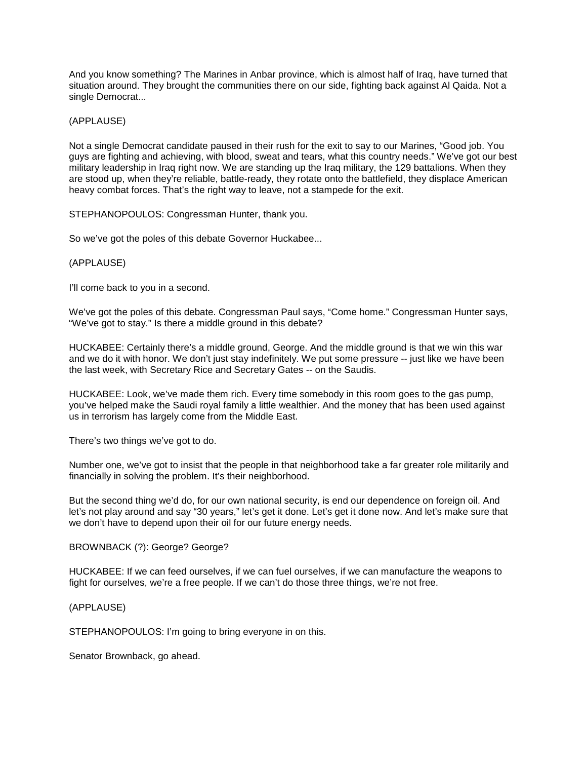And you know something? The Marines in Anbar province, which is almost half of Iraq, have turned that situation around. They brought the communities there on our side, fighting back against Al Qaida. Not a single Democrat...

(APPLAUSE)

Not a single Democrat candidate paused in their rush for the exit to say to our Marines, “Good job. You guys are fighting and achieving, with blood, sweat and tears, what this country needs.” We’ve got our best military leadership in Iraq right now. We are standing up the Iraq military, the 129 battalions. When they are stood up, when they’re reliable, battle-ready, they rotate onto the battlefield, they displace American heavy combat forces. That’s the right way to leave, not a stampede for the exit.

STEPHANOPOULOS: Congressman Hunter, thank you.

So we’ve got the poles of this debate Governor Huckabee...

(APPLAUSE)

I’ll come back to you in a second.

We’ve got the poles of this debate. Congressman Paul says, “Come home.” Congressman Hunter says, “We’ve got to stay.” Is there a middle ground in this debate?

HUCKABEE: Certainly there’s a middle ground, George. And the middle ground is that we win this war and we do it with honor. We don’t just stay indefinitely. We put some pressure -- just like we have been the last week, with Secretary Rice and Secretary Gates -- on the Saudis.

HUCKABEE: Look, we’ve made them rich. Every time somebody in this room goes to the gas pump, you’ve helped make the Saudi royal family a little wealthier. And the money that has been used against us in terrorism has largely come from the Middle East.

There’s two things we’ve got to do.

Number one, we’ve got to insist that the people in that neighborhood take a far greater role militarily and financially in solving the problem. It’s their neighborhood.

But the second thing we’d do, for our own national security, is end our dependence on foreign oil. And let’s not play around and say “30 years,” let’s get it done. Let’s get it done now. And let’s make sure that we don’t have to depend upon their oil for our future energy needs.

BROWNBACK (?): George? George?

HUCKABEE: If we can feed ourselves, if we can fuel ourselves, if we can manufacture the weapons to fight for ourselves, we’re a free people. If we can’t do those three things, we’re not free.

(APPLAUSE)

STEPHANOPOULOS: I’m going to bring everyone in on this.

Senator Brownback, go ahead.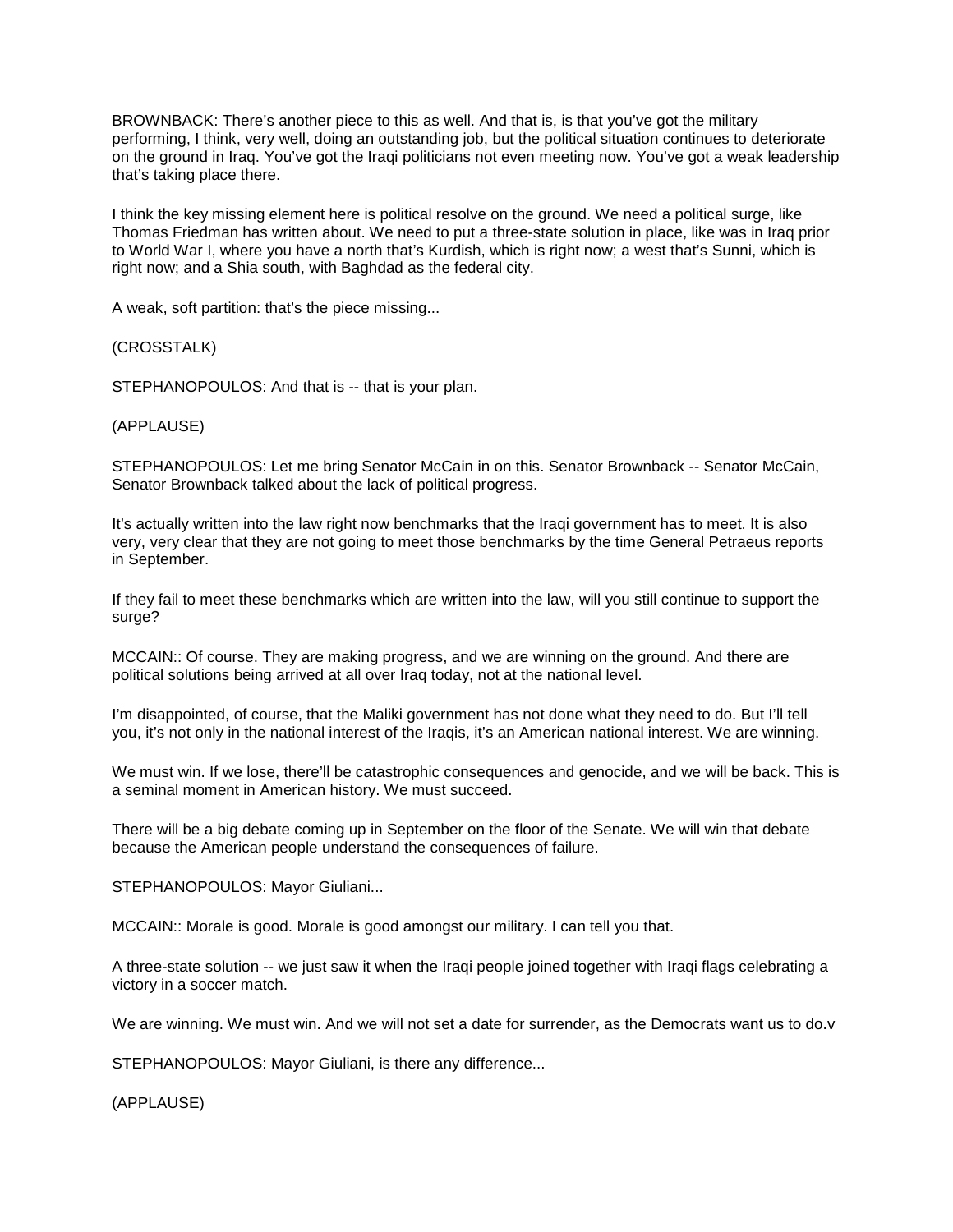BROWNBACK: There's another piece to this as well. And that is, is that you've got the military performing, I think, very well, doing an outstanding job, but the political situation continues to deteriorate on the ground in Iraq. You've got the Iraqi politicians not even meeting now. You've got a weak leadership that's taking place there.

I think the key missing element here is political resolve on the ground. We need a political surge, like Thomas Friedman has written about. We need to put a three-state solution in place, like was in Iraq prior to World War I, where you have a north that's Kurdish, which is right now; a west that's Sunni, which is right now; and a Shia south, with Baghdad as the federal city.

A weak, soft partition: that's the piece missing...

(CROSSTALK)

STEPHANOPOULOS: And that is -- that is your plan.

(APPLAUSE)

STEPHANOPOULOS: Let me bring Senator McCain in on this. Senator Brownback -- Senator McCain, Senator Brownback talked about the lack of political progress.

It's actually written into the law right now benchmarks that the Iraqi government has to meet. It is also very, very clear that they are not going to meet those benchmarks by the time General Petraeus reports in September.

If they fail to meet these benchmarks which are written into the law, will you still continue to support the surge?

MCCAIN:: Of course. They are making progress, and we are winning on the ground. And there are political solutions being arrived at all over Iraq today, not at the national level.

I'm disappointed, of course, that the Maliki government has not done what they need to do. But I'll tell you, it's not only in the national interest of the Iraqis, it's an American national interest. We are winning.

We must win. If we lose, there'll be catastrophic consequences and genocide, and we will be back. This is a seminal moment in American history. We must succeed.

There will be a big debate coming up in September on the floor of the Senate. We will win that debate because the American people understand the consequences of failure.

STEPHANOPOULOS: Mayor Giuliani...

MCCAIN:: Morale is good. Morale is good amongst our military. I can tell you that.

A three-state solution -- we just saw it when the Iraqi people joined together with Iraqi flags celebrating a victory in a soccer match.

We are winning. We must win. And we will not set a date for surrender, as the Democrats want us to do.v

STEPHANOPOULOS: Mayor Giuliani, is there any difference...

(APPLAUSE)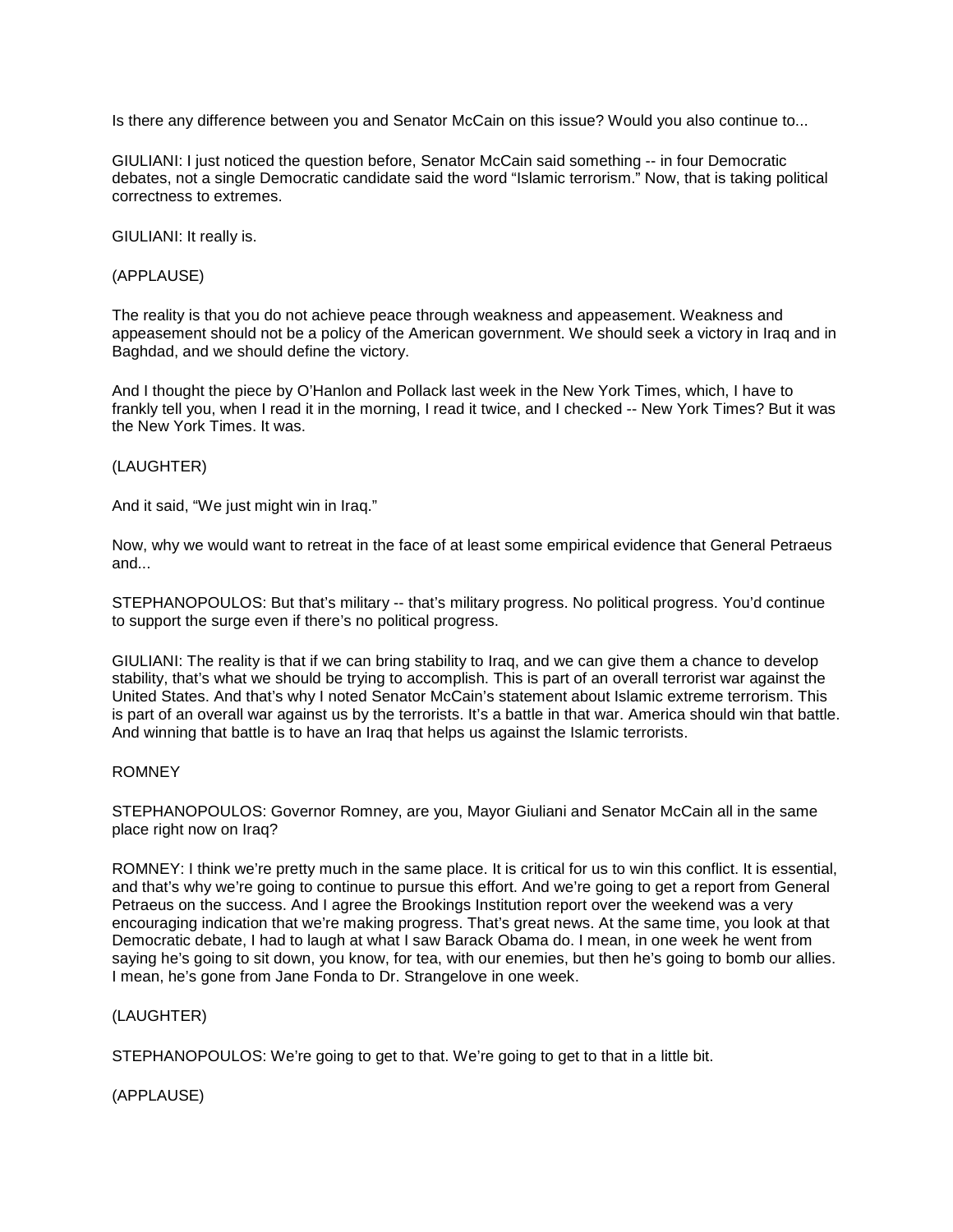Is there any difference between you and Senator McCain on this issue? Would you also continue to...

GIULIANI: I just noticed the question before, Senator McCain said something -- in four Democratic debates, not a single Democratic candidate said the word "Islamic terrorism." Now, that is taking political correctness to extremes.

GIULIANI: It really is.

(APPLAUSE)

The reality is that you do not achieve peace through weakness and appeasement. Weakness and appeasement should not be a policy of the American government. We should seek a victory in Iraq and in Baghdad, and we should define the victory.

And I thought the piece by O'Hanlon and Pollack last week in the New York Times, which, I have to frankly tell you, when I read it in the morning, I read it twice, and I checked -- New York Times? But it was the New York Times. It was.

(LAUGHTER)

And it said, "We just might win in Iraq."

Now, why we would want to retreat in the face of at least some empirical evidence that General Petraeus and...

STEPHANOPOULOS: But that's military -- that's military progress. No political progress. You'd continue to support the surge even if there's no political progress.

GIULIANI: The reality is that if we can bring stability to Iraq, and we can give them a chance to develop stability, that's what we should be trying to accomplish. This is part of an overall terrorist war against the United States. And that's why I noted Senator McCain's statement about Islamic extreme terrorism. This is part of an overall war against us by the terrorists. It's a battle in that war. America should win that battle. And winning that battle is to have an Iraq that helps us against the Islamic terrorists.

ROMNEY

STEPHANOPOULOS: Governor Romney, are you, Mayor Giuliani and Senator McCain all in the same place right now on Iraq?

ROMNEY: I think we're pretty much in the same place. It is critical for us to win this conflict. It is essential, and that's why we're going to continue to pursue this effort. And we're going to get a report from General Petraeus on the success. And I agree the Brookings Institution report over the weekend was a very encouraging indication that we're making progress. That's great news. At the same time, you look at that Democratic debate, I had to laugh at what I saw Barack Obama do. I mean, in one week he went from saying he's going to sit down, you know, for tea, with our enemies, but then he's going to bomb our allies. I mean, he's gone from Jane Fonda to Dr. Strangelove in one week.

(LAUGHTER)

STEPHANOPOULOS: We're going to get to that. We're going to get to that in a little bit.

(APPLAUSE)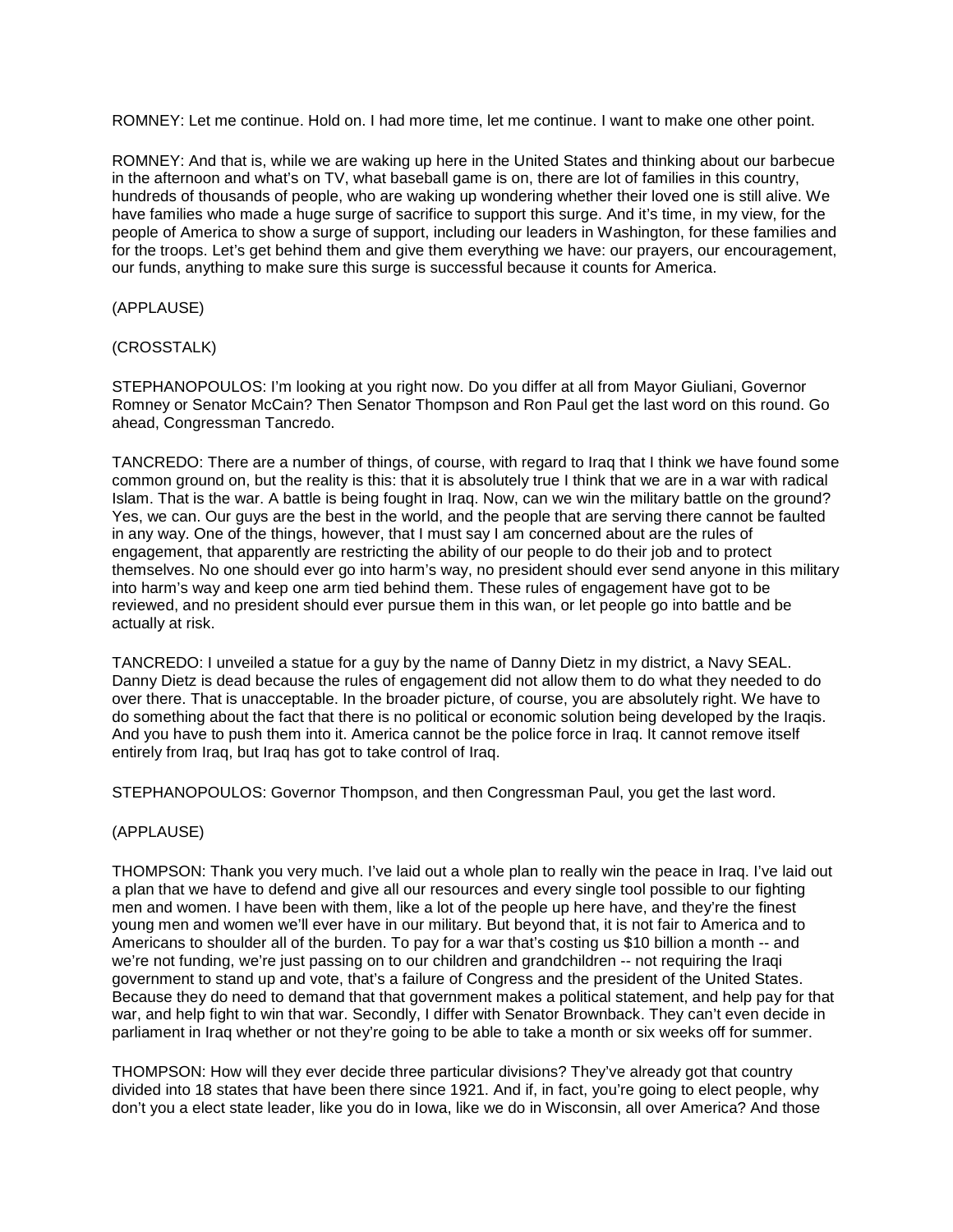ROMNEY: Let me continue. Hold on. I had more time, let me continue. I want to make one other point.

ROMNEY: And that is, while we are waking up here in the United States and thinking about our barbecue in the afternoon and what's on TV, what baseball game is on, there are lot of families in this country, hundreds of thousands of people, who are waking up wondering whether their loved one is still alive. We have families who made a huge surge of sacrifice to support this surge. And it's time, in my view, for the people of America to show a surge of support, including our leaders in Washington, for these families and for the troops. Let's get behind them and give them everything we have: our prayers, our encouragement, our funds, anything to make sure this surge is successful because it counts for America.

(APPLAUSE)

(CROSSTALK)

STEPHANOPOULOS: I'm looking at you right now. Do you differ at all from Mayor Giuliani, Governor Romney or Senator McCain? Then Senator Thompson and Ron Paul get the last word on this round. Go ahead, Congressman Tancredo.

TANCREDO: There are a number of things, of course, with regard to Iraq that I think we have found some common ground on, but the reality is this: that it is absolutely true I think that we are in a war with radical Islam. That is the war. A battle is being fought in Iraq. Now, can we win the military battle on the ground? Yes, we can. Our guys are the best in the world, and the people that are serving there cannot be faulted in any way. One of the things, however, that I must say I am concerned about are the rules of engagement, that apparently are restricting the ability of our people to do their job and to protect themselves. No one should ever go into harm's way, no president should ever send anyone in this military into harm's way and keep one arm tied behind them. These rules of engagement have got to be reviewed, and no president should ever pursue them in this wan, or let people go into battle and be actually at risk.

TANCREDO: I unveiled a statue for a guy by the name of Danny Dietz in my district, a Navy SEAL. Danny Dietz is dead because the rules of engagement did not allow them to do what they needed to do over there. That is unacceptable. In the broader picture, of course, you are absolutely right. We have to do something about the fact that there is no political or economic solution being developed by the Iraqis. And you have to push them into it. America cannot be the police force in Iraq. It cannot remove itself entirely from Iraq, but Iraq has got to take control of Iraq.

STEPHANOPOULOS: Governor Thompson, and then Congressman Paul, you get the last word.

(APPLAUSE)

THOMPSON: Thank you very much. I've laid out a whole plan to really win the peace in Iraq. I've laid out a plan that we have to defend and give all our resources and every single tool possible to our fighting men and women. I have been with them, like a lot of the people up here have, and they're the finest young men and women we'll ever have in our military. But beyond that, it is not fair to America and to Americans to shoulder all of the burden. To pay for a war that's costing us $10 billion a month -- and we're not funding, we're just passing on to our children and grandchildren -- not requiring the Iraqi government to stand up and vote, that's a failure of Congress and the president of the United States. Because they do need to demand that that government makes a political statement, and help pay for that war, and help fight to win that war. Secondly, I differ with Senator Brownback. They can't even decide in parliament in Iraq whether or not they're going to be able to take a month or six weeks off for summer.

THOMPSON: How will they ever decide three particular divisions? They've already got that country divided into 18 states that have been there since 1921. And if, in fact, you're going to elect people, why don't you a elect state leader, like you do in Iowa, like we do in Wisconsin, all over America? And those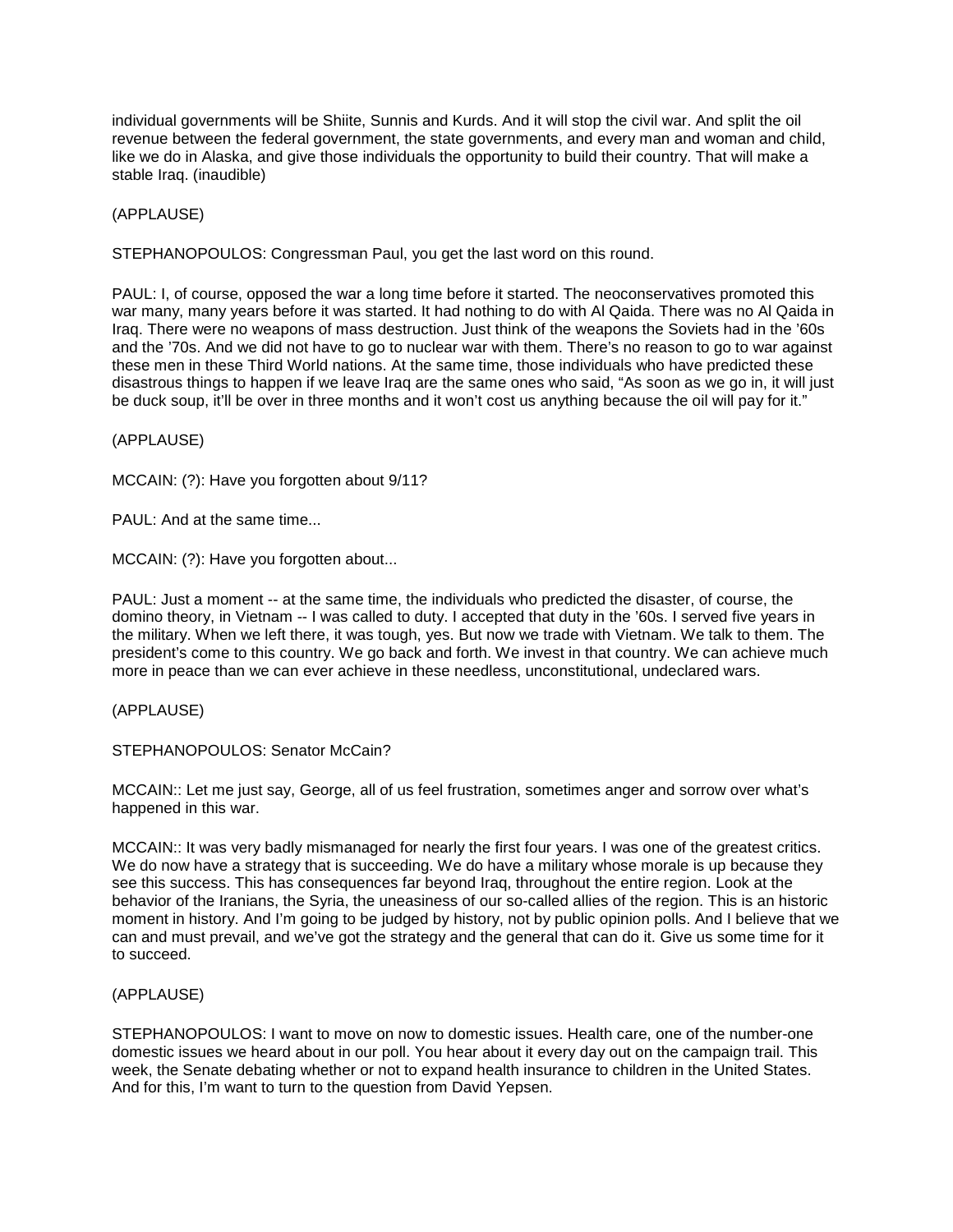individual governments will be Shiite, Sunnis and Kurds. And it will stop the civil war. And split the oil revenue between the federal government, the state governments, and every man and woman and child, like we do in Alaska, and give those individuals the opportunity to build their country. That will make a stable Iraq. (inaudible)

(APPLAUSE)

STEPHANOPOULOS: Congressman Paul, you get the last word on this round.

PAUL: I, of course, opposed the war a long time before it started. The neoconservatives promoted this war many, many years before it was started. It had nothing to do with Al Qaida. There was no Al Qaida in Iraq. There were no weapons of mass destruction. Just think of the weapons the Soviets had in the '60s and the '70s. And we did not have to go to nuclear war with them. There's no reason to go to war against these men in these Third World nations. At the same time, those individuals who have predicted these disastrous things to happen if we leave Iraq are the same ones who said, "As soon as we go in, it will just be duck soup, it'll be over in three months and it won't cost us anything because the oil will pay for it."

(APPLAUSE)

MCCAIN: (?): Have you forgotten about 9/11?

PAUL: And at the same time...

MCCAIN: (?): Have you forgotten about...

PAUL: Just a moment -- at the same time, the individuals who predicted the disaster, of course, the domino theory, in Vietnam -- I was called to duty. I accepted that duty in the '60s. I served five years in the military. When we left there, it was tough, yes. But now we trade with Vietnam. We talk to them. The president's come to this country. We go back and forth. We invest in that country. We can achieve much more in peace than we can ever achieve in these needless, unconstitutional, undeclared wars.

(APPLAUSE)

STEPHANOPOULOS: Senator McCain?

MCCAIN:: Let me just say, George, all of us feel frustration, sometimes anger and sorrow over what's happened in this war.

MCCAIN:: It was very badly mismanaged for nearly the first four years. I was one of the greatest critics. We do now have a strategy that is succeeding. We do have a military whose morale is up because they see this success. This has consequences far beyond Iraq, throughout the entire region. Look at the behavior of the Iranians, the Syria, the uneasiness of our so-called allies of the region. This is an historic moment in history. And I'm going to be judged by history, not by public opinion polls. And I believe that we can and must prevail, and we've got the strategy and the general that can do it. Give us some time for it to succeed.

(APPLAUSE)

STEPHANOPOULOS: I want to move on now to domestic issues. Health care, one of the number-one domestic issues we heard about in our poll. You hear about it every day out on the campaign trail. This week, the Senate debating whether or not to expand health insurance to children in the United States. And for this, I'm want to turn to the question from David Yepsen.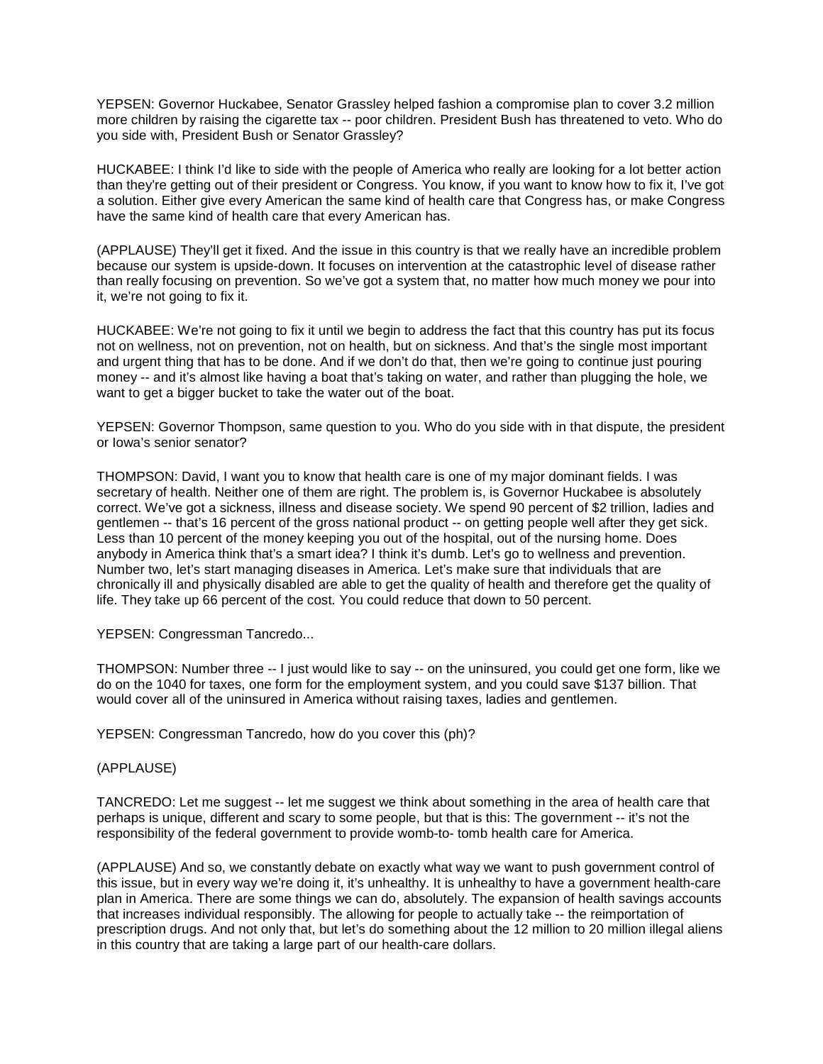YEPSEN: Governor Huckabee, Senator Grassley helped fashion a compromise plan to cover 3.2 million more children by raising the cigarette tax -- poor children. President Bush has threatened to veto. Who do you side with, President Bush or Senator Grassley?

HUCKABEE: I think I'd like to side with the people of America who really are looking for a lot better action than they're getting out of their president or Congress. You know, if you want to know how to fix it, I've got a solution. Either give every American the same kind of health care that Congress has, or make Congress have the same kind of health care that every American has.

(APPLAUSE) They'll get it fixed. And the issue in this country is that we really have an incredible problem because our system is upside-down. It focuses on intervention at the catastrophic level of disease rather than really focusing on prevention. So we've got a system that, no matter how much money we pour into it, we're not going to fix it.

HUCKABEE: We're not going to fix it until we begin to address the fact that this country has put its focus not on wellness, not on prevention, not on health, but on sickness. And that's the single most important and urgent thing that has to be done. And if we don't do that, then we're going to continue just pouring money -- and it's almost like having a boat that's taking on water, and rather than plugging the hole, we want to get a bigger bucket to take the water out of the boat.

YEPSEN: Governor Thompson, same question to you. Who do you side with in that dispute, the president or Iowa's senior senator?

THOMPSON: David, I want you to know that health care is one of my major dominant fields. I was secretary of health. Neither one of them are right. The problem is, is Governor Huckabee is absolutely correct. We've got a sickness, illness and disease society. We spend 90 percent of $2 trillion, ladies and gentlemen -- that's 16 percent of the gross national product -- on getting people well after they get sick. Less than 10 percent of the money keeping you out of the hospital, out of the nursing home. Does anybody in America think that's a smart idea? I think it's dumb. Let's go to wellness and prevention. Number two, let's start managing diseases in America. Let's make sure that individuals that are chronically ill and physically disabled are able to get the quality of health and therefore get the quality of life. They take up 66 percent of the cost. You could reduce that down to 50 percent.

YEPSEN: Congressman Tancredo...

THOMPSON: Number three -- I just would like to say -- on the uninsured, you could get one form, like we do on the 1040 for taxes, one form for the employment system, and you could save $137 billion. That would cover all of the uninsured in America without raising taxes, ladies and gentlemen.

YEPSEN: Congressman Tancredo, how do you cover this (ph)?

(APPLAUSE)

TANCREDO: Let me suggest -- let me suggest we think about something in the area of health care that perhaps is unique, different and scary to some people, but that is this: The government -- it's not the responsibility of the federal government to provide womb-to- tomb health care for America.

(APPLAUSE) And so, we constantly debate on exactly what way we want to push government control of this issue, but in every way we're doing it, it's unhealthy. It is unhealthy to have a government health-care plan in America. There are some things we can do, absolutely. The expansion of health savings accounts that increases individual responsibly. The allowing for people to actually take -- the reimportation of prescription drugs. And not only that, but let's do something about the 12 million to 20 million illegal aliens in this country that are taking a large part of our health-care dollars.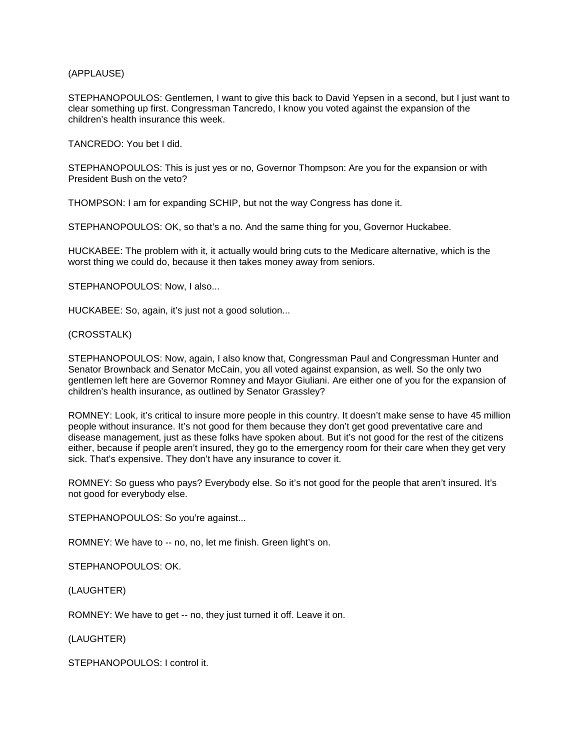(APPLAUSE)

STEPHANOPOULOS: Gentlemen, I want to give this back to David Yepsen in a second, but I just want to clear something up first. Congressman Tancredo, I know you voted against the expansion of the children's health insurance this week.

TANCREDO: You bet I did.

STEPHANOPOULOS: This is just yes or no, Governor Thompson: Are you for the expansion or with President Bush on the veto?

THOMPSON: I am for expanding SCHIP, but not the way Congress has done it.

STEPHANOPOULOS: OK, so that's a no. And the same thing for you, Governor Huckabee.

HUCKABEE: The problem with it, it actually would bring cuts to the Medicare alternative, which is the worst thing we could do, because it then takes money away from seniors.

STEPHANOPOULOS: Now, I also...

HUCKABEE: So, again, it's just not a good solution...

(CROSSTALK)

STEPHANOPOULOS: Now, again, I also know that, Congressman Paul and Congressman Hunter and Senator Brownback and Senator McCain, you all voted against expansion, as well. So the only two gentlemen left here are Governor Romney and Mayor Giuliani. Are either one of you for the expansion of children's health insurance, as outlined by Senator Grassley?

ROMNEY: Look, it's critical to insure more people in this country. It doesn't make sense to have 45 million people without insurance. It's not good for them because they don't get good preventative care and disease management, just as these folks have spoken about. But it's not good for the rest of the citizens either, because if people aren't insured, they go to the emergency room for their care when they get very sick. That's expensive. They don't have any insurance to cover it.

ROMNEY: So guess who pays? Everybody else. So it's not good for the people that aren't insured. It's not good for everybody else.

STEPHANOPOULOS: So you're against...

ROMNEY: We have to -- no, no, let me finish. Green light's on.

STEPHANOPOULOS: OK.

(LAUGHTER)

ROMNEY: We have to get -- no, they just turned it off. Leave it on.

(LAUGHTER)

STEPHANOPOULOS: I control it.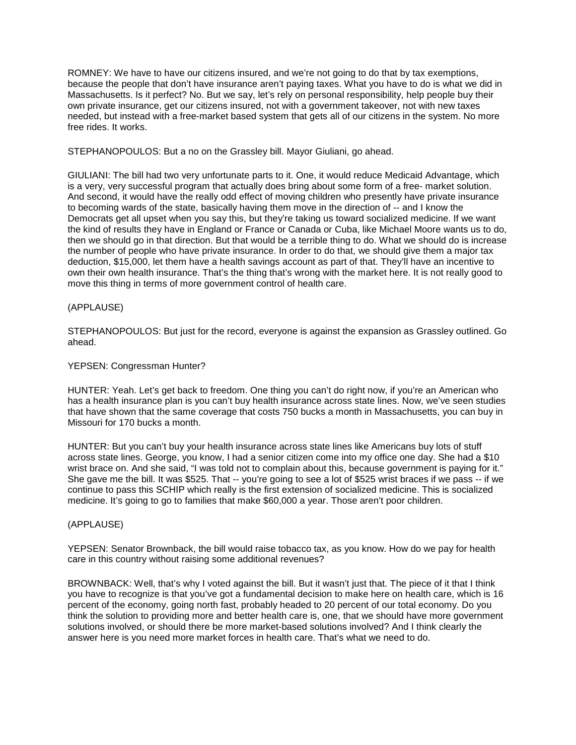ROMNEY: We have to have our citizens insured, and we're not going to do that by tax exemptions, because the people that don't have insurance aren't paying taxes. What you have to do is what we did in Massachusetts. Is it perfect? No. But we say, let's rely on personal responsibility, help people buy their own private insurance, get our citizens insured, not with a government takeover, not with new taxes needed, but instead with a free-market based system that gets all of our citizens in the system. No more free rides. It works.

STEPHANOPOULOS: But a no on the Grassley bill. Mayor Giuliani, go ahead.

GIULIANI: The bill had two very unfortunate parts to it. One, it would reduce Medicaid Advantage, which is a very, very successful program that actually does bring about some form of a free- market solution. And second, it would have the really odd effect of moving children who presently have private insurance to becoming wards of the state, basically having them move in the direction of -- and I know the Democrats get all upset when you say this, but they're taking us toward socialized medicine. If we want the kind of results they have in England or France or Canada or Cuba, like Michael Moore wants us to do, then we should go in that direction. But that would be a terrible thing to do. What we should do is increase the number of people who have private insurance. In order to do that, we should give them a major tax deduction, $15,000, let them have a health savings account as part of that. They'll have an incentive to own their own health insurance. That's the thing that's wrong with the market here. It is not really good to move this thing in terms of more government control of health care.

(APPLAUSE)

STEPHANOPOULOS: But just for the record, everyone is against the expansion as Grassley outlined. Go ahead.

YEPSEN: Congressman Hunter?

HUNTER: Yeah. Let's get back to freedom. One thing you can't do right now, if you're an American who has a health insurance plan is you can't buy health insurance across state lines. Now, we've seen studies that have shown that the same coverage that costs 750 bucks a month in Massachusetts, you can buy in Missouri for 170 bucks a month.

HUNTER: But you can't buy your health insurance across state lines like Americans buy lots of stuff across state lines. George, you know, I had a senior citizen come into my office one day. She had a $10 wrist brace on. And she said, "I was told not to complain about this, because government is paying for it." She gave me the bill. It was $525. That -- you're going to see a lot of $525 wrist braces if we pass -- if we continue to pass this SCHIP which really is the first extension of socialized medicine. This is socialized medicine. It's going to go to families that make $60,000 a year. Those aren't poor children.

(APPLAUSE)

YEPSEN: Senator Brownback, the bill would raise tobacco tax, as you know. How do we pay for health care in this country without raising some additional revenues?

BROWNBACK: Well, that's why I voted against the bill. But it wasn't just that. The piece of it that I think you have to recognize is that you've got a fundamental decision to make here on health care, which is 16 percent of the economy, going north fast, probably headed to 20 percent of our total economy. Do you think the solution to providing more and better health care is, one, that we should have more government solutions involved, or should there be more market-based solutions involved? And I think clearly the answer here is you need more market forces in health care. That's what we need to do.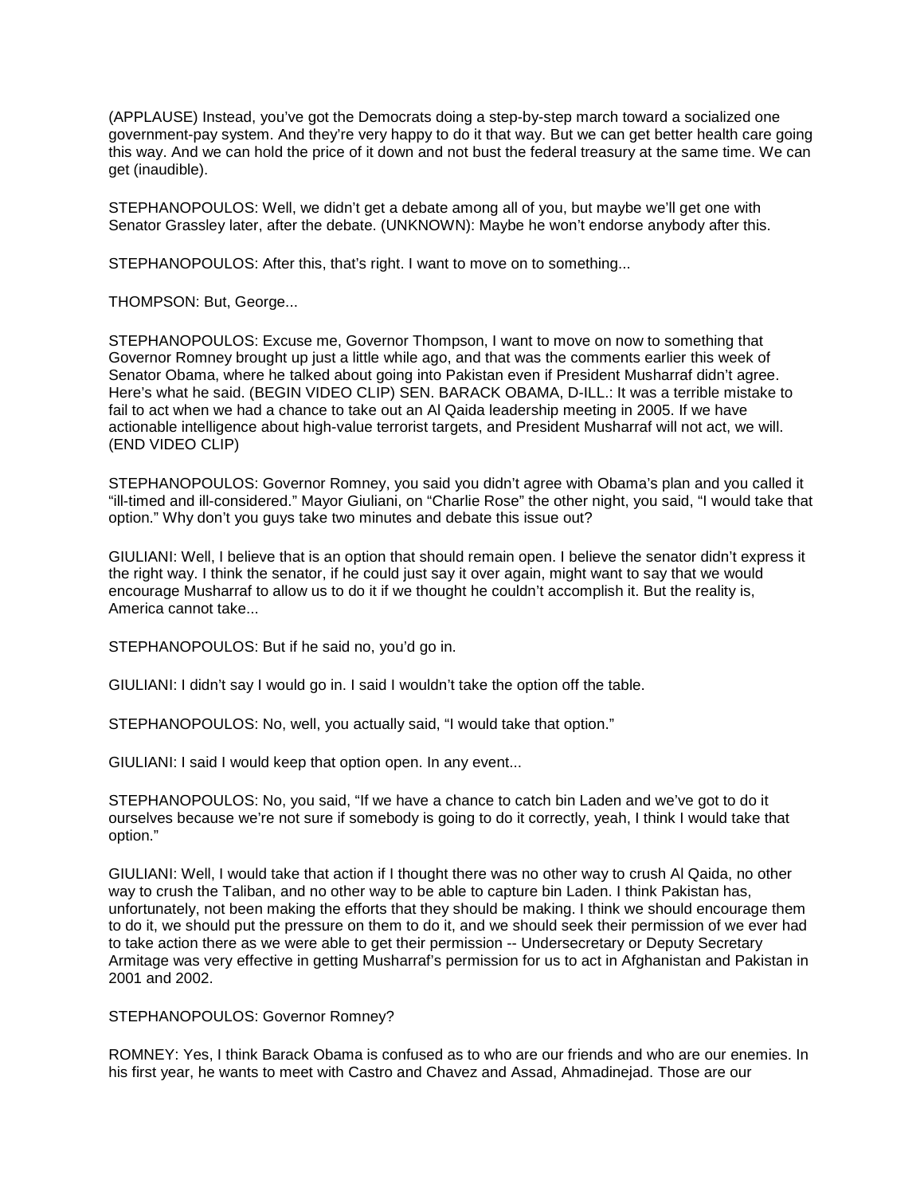(APPLAUSE) Instead, you've got the Democrats doing a step-by-step march toward a socialized one government-pay system. And they're very happy to do it that way. But we can get better health care going this way. And we can hold the price of it down and not bust the federal treasury at the same time. We can get (inaudible).

STEPHANOPOULOS: Well, we didn't get a debate among all of you, but maybe we'll get one with Senator Grassley later, after the debate. (UNKNOWN): Maybe he won't endorse anybody after this.

STEPHANOPOULOS: After this, that's right. I want to move on to something...

THOMPSON: But, George...

STEPHANOPOULOS: Excuse me, Governor Thompson, I want to move on now to something that Governor Romney brought up just a little while ago, and that was the comments earlier this week of Senator Obama, where he talked about going into Pakistan even if President Musharraf didn't agree. Here's what he said. (BEGIN VIDEO CLIP) SEN. BARACK OBAMA, D-ILL.: It was a terrible mistake to fail to act when we had a chance to take out an Al Qaida leadership meeting in 2005. If we have actionable intelligence about high-value terrorist targets, and President Musharraf will not act, we will. (END VIDEO CLIP)

STEPHANOPOULOS: Governor Romney, you said you didn't agree with Obama's plan and you called it "ill-timed and ill-considered." Mayor Giuliani, on "Charlie Rose" the other night, you said, "I would take that option." Why don't you guys take two minutes and debate this issue out?

GIULIANI: Well, I believe that is an option that should remain open. I believe the senator didn't express it the right way. I think the senator, if he could just say it over again, might want to say that we would encourage Musharraf to allow us to do it if we thought he couldn't accomplish it. But the reality is, America cannot take...

STEPHANOPOULOS: But if he said no, you'd go in.

GIULIANI: I didn't say I would go in. I said I wouldn't take the option off the table.

STEPHANOPOULOS: No, well, you actually said, "I would take that option."

GIULIANI: I said I would keep that option open. In any event...

STEPHANOPOULOS: No, you said, "If we have a chance to catch bin Laden and we've got to do it ourselves because we're not sure if somebody is going to do it correctly, yeah, I think I would take that option."

GIULIANI: Well, I would take that action if I thought there was no other way to crush Al Qaida, no other way to crush the Taliban, and no other way to be able to capture bin Laden. I think Pakistan has, unfortunately, not been making the efforts that they should be making. I think we should encourage them to do it, we should put the pressure on them to do it, and we should seek their permission of we ever had to take action there as we were able to get their permission -- Undersecretary or Deputy Secretary Armitage was very effective in getting Musharraf's permission for us to act in Afghanistan and Pakistan in 2001 and 2002.

STEPHANOPOULOS: Governor Romney?

ROMNEY: Yes, I think Barack Obama is confused as to who are our friends and who are our enemies. In his first year, he wants to meet with Castro and Chavez and Assad, Ahmadinejad. Those are our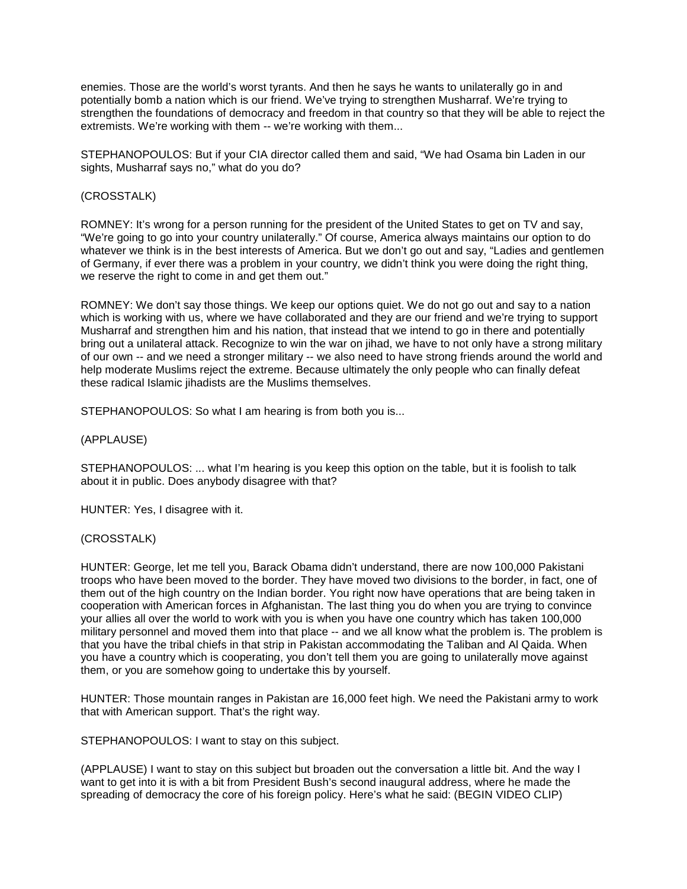enemies. Those are the world's worst tyrants. And then he says he wants to unilaterally go in and potentially bomb a nation which is our friend. We've trying to strengthen Musharraf. We're trying to strengthen the foundations of democracy and freedom in that country so that they will be able to reject the extremists. We're working with them -- we're working with them...

STEPHANOPOULOS: But if your CIA director called them and said, "We had Osama bin Laden in our sights, Musharraf says no," what do you do?

(CROSSTALK)

ROMNEY: It's wrong for a person running for the president of the United States to get on TV and say, "We're going to go into your country unilaterally." Of course, America always maintains our option to do whatever we think is in the best interests of America. But we don't go out and say, "Ladies and gentlemen of Germany, if ever there was a problem in your country, we didn't think you were doing the right thing, we reserve the right to come in and get them out."

ROMNEY: We don't say those things. We keep our options quiet. We do not go out and say to a nation which is working with us, where we have collaborated and they are our friend and we're trying to support Musharraf and strengthen him and his nation, that instead that we intend to go in there and potentially bring out a unilateral attack. Recognize to win the war on jihad, we have to not only have a strong military of our own -- and we need a stronger military -- we also need to have strong friends around the world and help moderate Muslims reject the extreme. Because ultimately the only people who can finally defeat these radical Islamic jihadists are the Muslims themselves.

STEPHANOPOULOS: So what I am hearing is from both you is...

(APPLAUSE)

STEPHANOPOULOS: ... what I'm hearing is you keep this option on the table, but it is foolish to talk about it in public. Does anybody disagree with that?

HUNTER: Yes, I disagree with it.

(CROSSTALK)

HUNTER: George, let me tell you, Barack Obama didn't understand, there are now 100,000 Pakistani troops who have been moved to the border. They have moved two divisions to the border, in fact, one of them out of the high country on the Indian border. You right now have operations that are being taken in cooperation with American forces in Afghanistan. The last thing you do when you are trying to convince your allies all over the world to work with you is when you have one country which has taken 100,000 military personnel and moved them into that place -- and we all know what the problem is. The problem is that you have the tribal chiefs in that strip in Pakistan accommodating the Taliban and Al Qaida. When you have a country which is cooperating, you don't tell them you are going to unilaterally move against them, or you are somehow going to undertake this by yourself.

HUNTER: Those mountain ranges in Pakistan are 16,000 feet high. We need the Pakistani army to work that with American support. That's the right way.

STEPHANOPOULOS: I want to stay on this subject.

(APPLAUSE) I want to stay on this subject but broaden out the conversation a little bit. And the way I want to get into it is with a bit from President Bush's second inaugural address, where he made the spreading of democracy the core of his foreign policy. Here's what he said: (BEGIN VIDEO CLIP)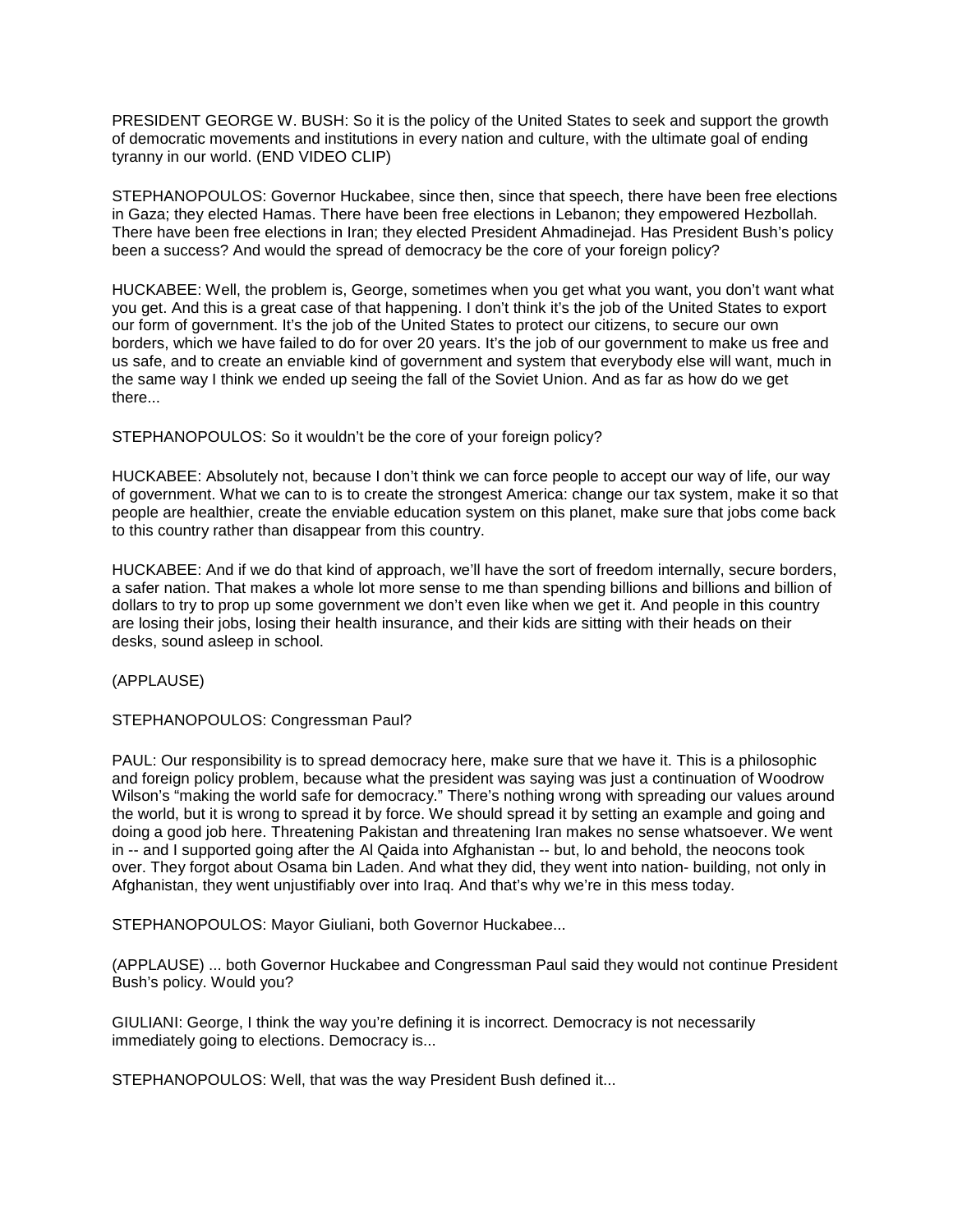PRESIDENT GEORGE W. BUSH: So it is the policy of the United States to seek and support the growth of democratic movements and institutions in every nation and culture, with the ultimate goal of ending tyranny in our world. (END VIDEO CLIP)

STEPHANOPOULOS: Governor Huckabee, since then, since that speech, there have been free elections in Gaza; they elected Hamas. There have been free elections in Lebanon; they empowered Hezbollah. There have been free elections in Iran; they elected President Ahmadinejad. Has President Bush's policy been a success? And would the spread of democracy be the core of your foreign policy?

HUCKABEE: Well, the problem is, George, sometimes when you get what you want, you don't want what you get. And this is a great case of that happening. I don't think it's the job of the United States to export our form of government. It's the job of the United States to protect our citizens, to secure our own borders, which we have failed to do for over 20 years. It's the job of our government to make us free and us safe, and to create an enviable kind of government and system that everybody else will want, much in the same way I think we ended up seeing the fall of the Soviet Union. And as far as how do we get there...

STEPHANOPOULOS: So it wouldn't be the core of your foreign policy?

HUCKABEE: Absolutely not, because I don't think we can force people to accept our way of life, our way of government. What we can to is to create the strongest America: change our tax system, make it so that people are healthier, create the enviable education system on this planet, make sure that jobs come back to this country rather than disappear from this country.

HUCKABEE: And if we do that kind of approach, we'll have the sort of freedom internally, secure borders, a safer nation. That makes a whole lot more sense to me than spending billions and billions and billion of dollars to try to prop up some government we don't even like when we get it. And people in this country are losing their jobs, losing their health insurance, and their kids are sitting with their heads on their desks, sound asleep in school.

(APPLAUSE)

STEPHANOPOULOS: Congressman Paul?

PAUL: Our responsibility is to spread democracy here, make sure that we have it. This is a philosophic and foreign policy problem, because what the president was saying was just a continuation of Woodrow Wilson's "making the world safe for democracy." There's nothing wrong with spreading our values around the world, but it is wrong to spread it by force. We should spread it by setting an example and going and doing a good job here. Threatening Pakistan and threatening Iran makes no sense whatsoever. We went in -- and I supported going after the Al Qaida into Afghanistan -- but, lo and behold, the neocons took over. They forgot about Osama bin Laden. And what they did, they went into nation- building, not only in Afghanistan, they went unjustifiably over into Iraq. And that's why we're in this mess today.

STEPHANOPOULOS: Mayor Giuliani, both Governor Huckabee...

(APPLAUSE) ... both Governor Huckabee and Congressman Paul said they would not continue President Bush's policy. Would you?

GIULIANI: George, I think the way you're defining it is incorrect. Democracy is not necessarily immediately going to elections. Democracy is...

STEPHANOPOULOS: Well, that was the way President Bush defined it...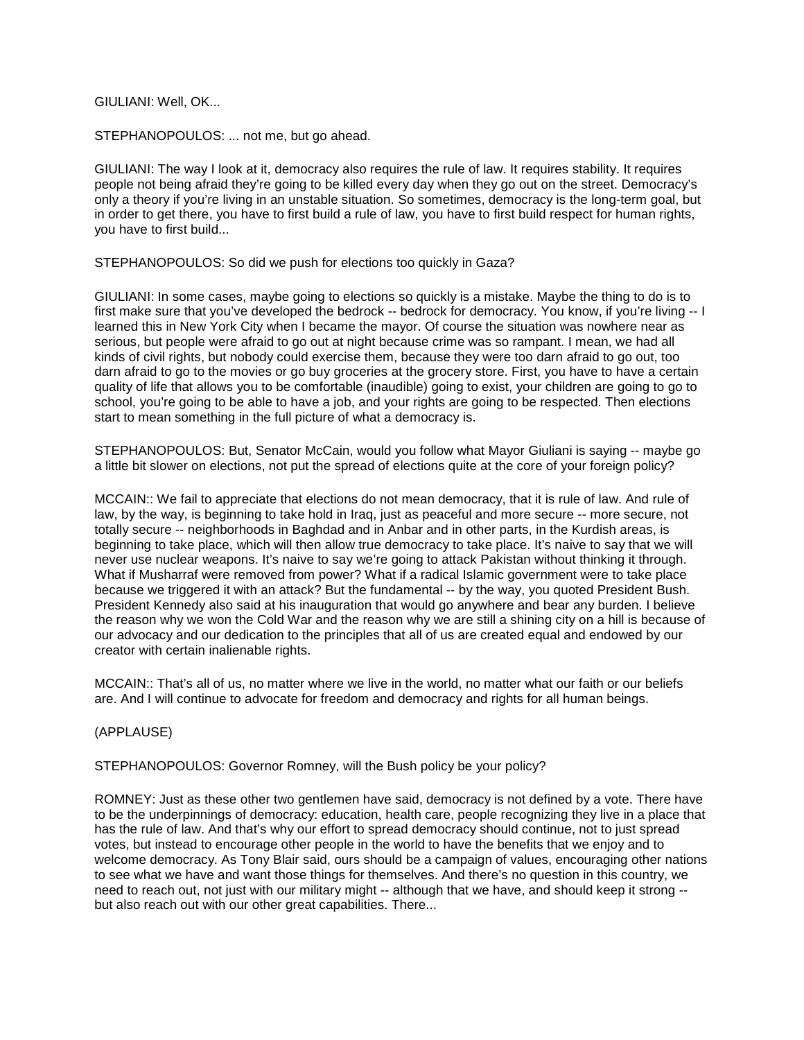GIULIANI: Well, OK...

STEPHANOPOULOS: ... not me, but go ahead.

GIULIANI: The way I look at it, democracy also requires the rule of law. It requires stability. It requires people not being afraid they're going to be killed every day when they go out on the street. Democracy's only a theory if you're living in an unstable situation. So sometimes, democracy is the long-term goal, but in order to get there, you have to first build a rule of law, you have to first build respect for human rights, you have to first build...

STEPHANOPOULOS: So did we push for elections too quickly in Gaza?

GIULIANI: In some cases, maybe going to elections so quickly is a mistake. Maybe the thing to do is to first make sure that you've developed the bedrock -- bedrock for democracy. You know, if you're living -- I learned this in New York City when I became the mayor. Of course the situation was nowhere near as serious, but people were afraid to go out at night because crime was so rampant. I mean, we had all kinds of civil rights, but nobody could exercise them, because they were too darn afraid to go out, too darn afraid to go to the movies or go buy groceries at the grocery store. First, you have to have a certain quality of life that allows you to be comfortable (inaudible) going to exist, your children are going to go to school, you're going to be able to have a job, and your rights are going to be respected. Then elections start to mean something in the full picture of what a democracy is.

STEPHANOPOULOS: But, Senator McCain, would you follow what Mayor Giuliani is saying -- maybe go a little bit slower on elections, not put the spread of elections quite at the core of your foreign policy?

MCCAIN:: We fail to appreciate that elections do not mean democracy, that it is rule of law. And rule of law, by the way, is beginning to take hold in Iraq, just as peaceful and more secure -- more secure, not totally secure -- neighborhoods in Baghdad and in Anbar and in other parts, in the Kurdish areas, is beginning to take place, which will then allow true democracy to take place. It's naive to say that we will never use nuclear weapons. It's naive to say we're going to attack Pakistan without thinking it through. What if Musharraf were removed from power? What if a radical Islamic government were to take place because we triggered it with an attack? But the fundamental -- by the way, you quoted President Bush. President Kennedy also said at his inauguration that would go anywhere and bear any burden. I believe the reason why we won the Cold War and the reason why we are still a shining city on a hill is because of our advocacy and our dedication to the principles that all of us are created equal and endowed by our creator with certain inalienable rights.

MCCAIN:: That's all of us, no matter where we live in the world, no matter what our faith or our beliefs are. And I will continue to advocate for freedom and democracy and rights for all human beings.

(APPLAUSE)

STEPHANOPOULOS: Governor Romney, will the Bush policy be your policy?

ROMNEY: Just as these other two gentlemen have said, democracy is not defined by a vote. There have to be the underpinnings of democracy: education, health care, people recognizing they live in a place that has the rule of law. And that's why our effort to spread democracy should continue, not to just spread votes, but instead to encourage other people in the world to have the benefits that we enjoy and to welcome democracy. As Tony Blair said, ours should be a campaign of values, encouraging other nations to see what we have and want those things for themselves. And there's no question in this country, we need to reach out, not just with our military might -- although that we have, and should keep it strong -- but also reach out with our other great capabilities. There...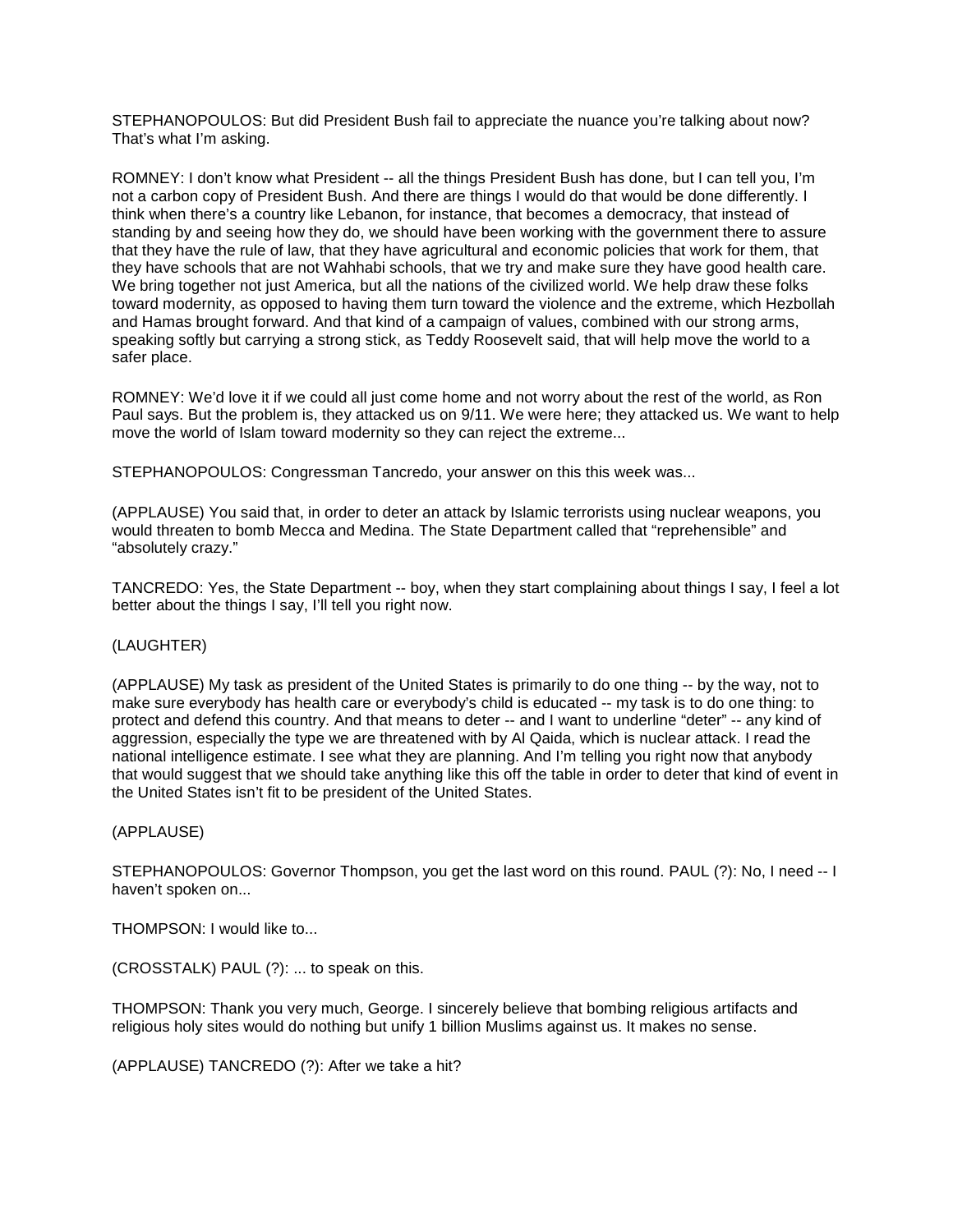STEPHANOPOULOS: But did President Bush fail to appreciate the nuance you're talking about now? That's what I'm asking.

ROMNEY: I don't know what President -- all the things President Bush has done, but I can tell you, I'm not a carbon copy of President Bush. And there are things I would do that would be done differently. I think when there's a country like Lebanon, for instance, that becomes a democracy, that instead of standing by and seeing how they do, we should have been working with the government there to assure that they have the rule of law, that they have agricultural and economic policies that work for them, that they have schools that are not Wahhabi schools, that we try and make sure they have good health care. We bring together not just America, but all the nations of the civilized world. We help draw these folks toward modernity, as opposed to having them turn toward the violence and the extreme, which Hezbollah and Hamas brought forward. And that kind of a campaign of values, combined with our strong arms, speaking softly but carrying a strong stick, as Teddy Roosevelt said, that will help move the world to a safer place.

ROMNEY: We'd love it if we could all just come home and not worry about the rest of the world, as Ron Paul says. But the problem is, they attacked us on 9/11. We were here; they attacked us. We want to help move the world of Islam toward modernity so they can reject the extreme...

STEPHANOPOULOS: Congressman Tancredo, your answer on this this week was...

(APPLAUSE) You said that, in order to deter an attack by Islamic terrorists using nuclear weapons, you would threaten to bomb Mecca and Medina. The State Department called that "reprehensible" and "absolutely crazy."

TANCREDO: Yes, the State Department -- boy, when they start complaining about things I say, I feel a lot better about the things I say, I'll tell you right now.

(LAUGHTER)

(APPLAUSE) My task as president of the United States is primarily to do one thing -- by the way, not to make sure everybody has health care or everybody's child is educated -- my task is to do one thing: to protect and defend this country. And that means to deter -- and I want to underline "deter" -- any kind of aggression, especially the type we are threatened with by Al Qaida, which is nuclear attack. I read the national intelligence estimate. I see what they are planning. And I'm telling you right now that anybody that would suggest that we should take anything like this off the table in order to deter that kind of event in the United States isn't fit to be president of the United States.

(APPLAUSE)

STEPHANOPOULOS: Governor Thompson, you get the last word on this round. PAUL (?): No, I need -- I haven't spoken on...

THOMPSON: I would like to...

(CROSSTALK) PAUL (?): ... to speak on this.

THOMPSON: Thank you very much, George. I sincerely believe that bombing religious artifacts and religious holy sites would do nothing but unify 1 billion Muslims against us. It makes no sense.

(APPLAUSE) TANCREDO (?): After we take a hit?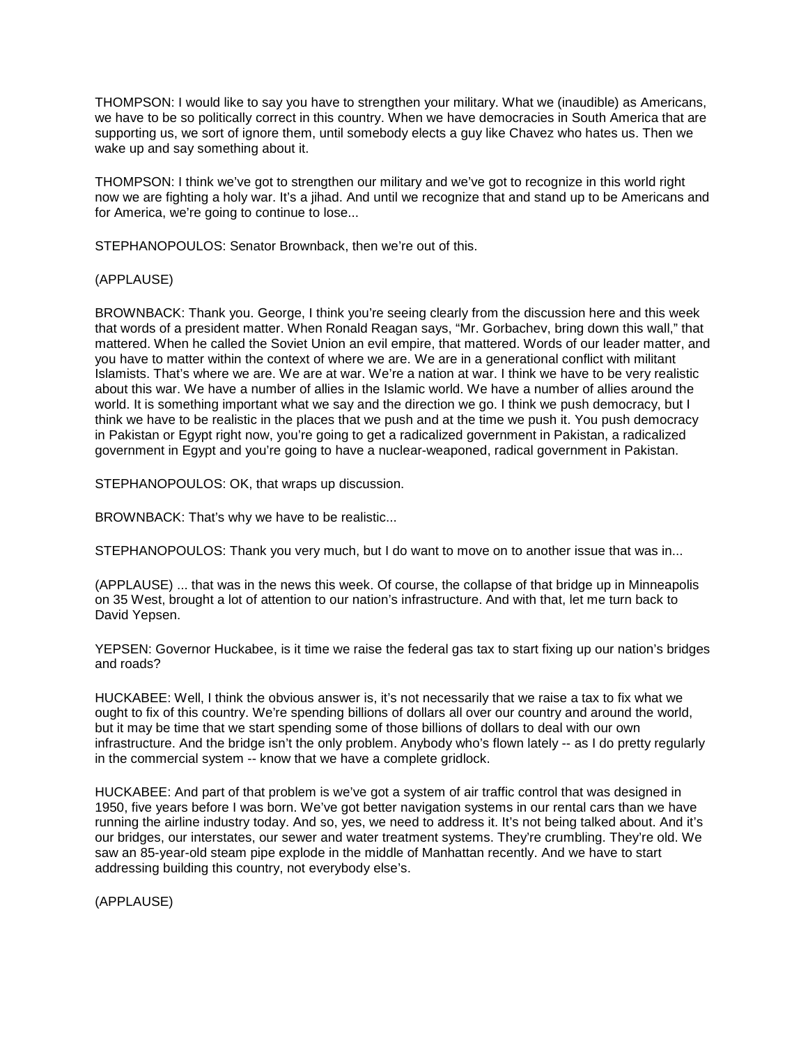THOMPSON: I would like to say you have to strengthen your military. What we (inaudible) as Americans, we have to be so politically correct in this country. When we have democracies in South America that are supporting us, we sort of ignore them, until somebody elects a guy like Chavez who hates us. Then we wake up and say something about it.

THOMPSON: I think we've got to strengthen our military and we've got to recognize in this world right now we are fighting a holy war. It's a jihad. And until we recognize that and stand up to be Americans and for America, we're going to continue to lose...

STEPHANOPOULOS: Senator Brownback, then we're out of this.

(APPLAUSE)

BROWNBACK: Thank you. George, I think you're seeing clearly from the discussion here and this week that words of a president matter. When Ronald Reagan says, "Mr. Gorbachev, bring down this wall," that mattered. When he called the Soviet Union an evil empire, that mattered. Words of our leader matter, and you have to matter within the context of where we are. We are in a generational conflict with militant Islamists. That's where we are. We are at war. We're a nation at war. I think we have to be very realistic about this war. We have a number of allies in the Islamic world. We have a number of allies around the world. It is something important what we say and the direction we go. I think we push democracy, but I think we have to be realistic in the places that we push and at the time we push it. You push democracy in Pakistan or Egypt right now, you're going to get a radicalized government in Pakistan, a radicalized government in Egypt and you're going to have a nuclear-weaponed, radical government in Pakistan.

STEPHANOPOULOS: OK, that wraps up discussion.

BROWNBACK: That's why we have to be realistic...

STEPHANOPOULOS: Thank you very much, but I do want to move on to another issue that was in...

(APPLAUSE) ... that was in the news this week. Of course, the collapse of that bridge up in Minneapolis on 35 West, brought a lot of attention to our nation's infrastructure. And with that, let me turn back to David Yepsen.

YEPSEN: Governor Huckabee, is it time we raise the federal gas tax to start fixing up our nation's bridges and roads?

HUCKABEE: Well, I think the obvious answer is, it's not necessarily that we raise a tax to fix what we ought to fix of this country. We're spending billions of dollars all over our country and around the world, but it may be time that we start spending some of those billions of dollars to deal with our own infrastructure. And the bridge isn't the only problem. Anybody who's flown lately -- as I do pretty regularly in the commercial system -- know that we have a complete gridlock.

HUCKABEE: And part of that problem is we've got a system of air traffic control that was designed in 1950, five years before I was born. We've got better navigation systems in our rental cars than we have running the airline industry today. And so, yes, we need to address it. It's not being talked about. And it's our bridges, our interstates, our sewer and water treatment systems. They're crumbling. They're old. We saw an 85-year-old steam pipe explode in the middle of Manhattan recently. And we have to start addressing building this country, not everybody else's.

(APPLAUSE)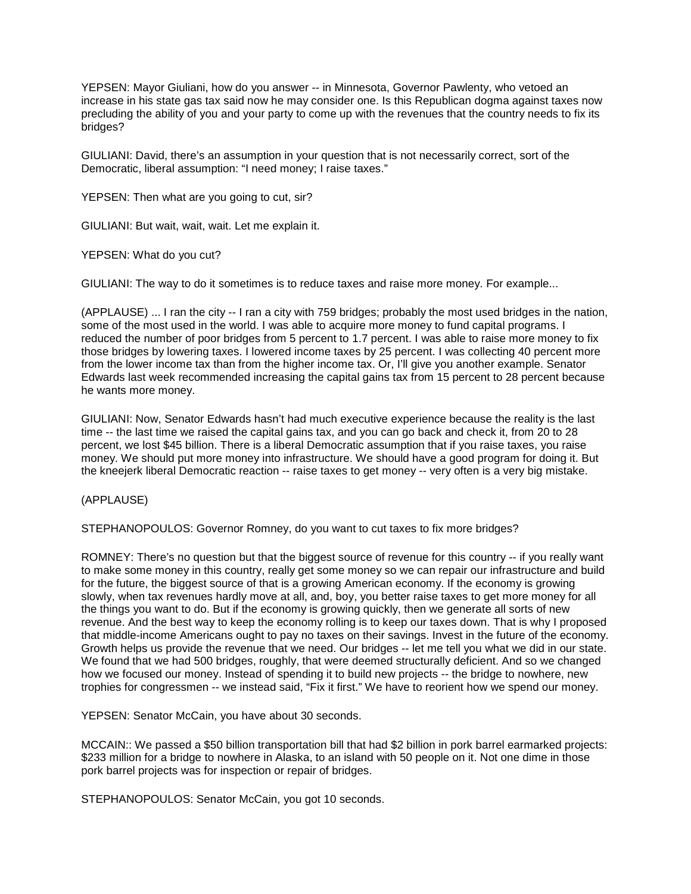YEPSEN: Mayor Giuliani, how do you answer -- in Minnesota, Governor Pawlenty, who vetoed an increase in his state gas tax said now he may consider one. Is this Republican dogma against taxes now precluding the ability of you and your party to come up with the revenues that the country needs to fix its bridges?

GIULIANI: David, there's an assumption in your question that is not necessarily correct, sort of the Democratic, liberal assumption: "I need money; I raise taxes."

YEPSEN: Then what are you going to cut, sir?

GIULIANI: But wait, wait, wait. Let me explain it.

YEPSEN: What do you cut?

GIULIANI: The way to do it sometimes is to reduce taxes and raise more money. For example...

(APPLAUSE) ... I ran the city -- I ran a city with 759 bridges; probably the most used bridges in the nation, some of the most used in the world. I was able to acquire more money to fund capital programs. I reduced the number of poor bridges from 5 percent to 1.7 percent. I was able to raise more money to fix those bridges by lowering taxes. I lowered income taxes by 25 percent. I was collecting 40 percent more from the lower income tax than from the higher income tax. Or, I'll give you another example. Senator Edwards last week recommended increasing the capital gains tax from 15 percent to 28 percent because he wants more money.

GIULIANI: Now, Senator Edwards hasn't had much executive experience because the reality is the last time -- the last time we raised the capital gains tax, and you can go back and check it, from 20 to 28 percent, we lost $45 billion. There is a liberal Democratic assumption that if you raise taxes, you raise money. We should put more money into infrastructure. We should have a good program for doing it. But the kneejerk liberal Democratic reaction -- raise taxes to get money -- very often is a very big mistake.

(APPLAUSE)

STEPHANOPOULOS: Governor Romney, do you want to cut taxes to fix more bridges?

ROMNEY: There's no question but that the biggest source of revenue for this country -- if you really want to make some money in this country, really get some money so we can repair our infrastructure and build for the future, the biggest source of that is a growing American economy. If the economy is growing slowly, when tax revenues hardly move at all, and, boy, you better raise taxes to get more money for all the things you want to do. But if the economy is growing quickly, then we generate all sorts of new revenue. And the best way to keep the economy rolling is to keep our taxes down. That is why I proposed that middle-income Americans ought to pay no taxes on their savings. Invest in the future of the economy. Growth helps us provide the revenue that we need. Our bridges -- let me tell you what we did in our state. We found that we had 500 bridges, roughly, that were deemed structurally deficient. And so we changed how we focused our money. Instead of spending it to build new projects -- the bridge to nowhere, new trophies for congressmen -- we instead said, "Fix it first." We have to reorient how we spend our money.

YEPSEN: Senator McCain, you have about 30 seconds.

MCCAIN:: We passed a $50 billion transportation bill that had $2 billion in pork barrel earmarked projects: $233 million for a bridge to nowhere in Alaska, to an island with 50 people on it. Not one dime in those pork barrel projects was for inspection or repair of bridges.

STEPHANOPOULOS: Senator McCain, you got 10 seconds.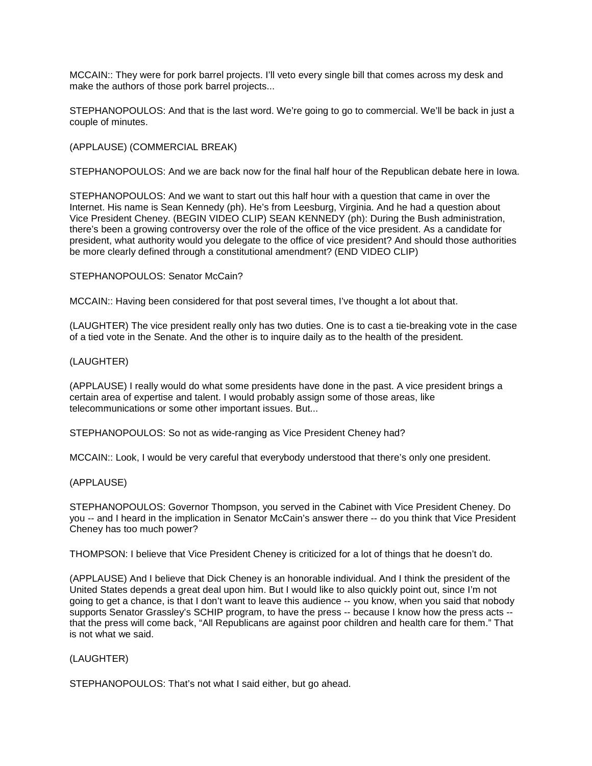MCCAIN:: They were for pork barrel projects. I'll veto every single bill that comes across my desk and make the authors of those pork barrel projects...

STEPHANOPOULOS: And that is the last word. We're going to go to commercial. We'll be back in just a couple of minutes.

(APPLAUSE) (COMMERCIAL BREAK)

STEPHANOPOULOS: And we are back now for the final half hour of the Republican debate here in Iowa.

STEPHANOPOULOS: And we want to start out this half hour with a question that came in over the Internet. His name is Sean Kennedy (ph). He's from Leesburg, Virginia. And he had a question about Vice President Cheney. (BEGIN VIDEO CLIP) SEAN KENNEDY (ph): During the Bush administration, there's been a growing controversy over the role of the office of the vice president. As a candidate for president, what authority would you delegate to the office of vice president? And should those authorities be more clearly defined through a constitutional amendment? (END VIDEO CLIP)

STEPHANOPOULOS: Senator McCain?

MCCAIN:: Having been considered for that post several times, I've thought a lot about that.

(LAUGHTER) The vice president really only has two duties. One is to cast a tie-breaking vote in the case of a tied vote in the Senate. And the other is to inquire daily as to the health of the president.

(LAUGHTER)

(APPLAUSE) I really would do what some presidents have done in the past. A vice president brings a certain area of expertise and talent. I would probably assign some of those areas, like telecommunications or some other important issues. But...

STEPHANOPOULOS: So not as wide-ranging as Vice President Cheney had?

MCCAIN:: Look, I would be very careful that everybody understood that there's only one president.

(APPLAUSE)

STEPHANOPOULOS: Governor Thompson, you served in the Cabinet with Vice President Cheney. Do you -- and I heard in the implication in Senator McCain's answer there -- do you think that Vice President Cheney has too much power?

THOMPSON: I believe that Vice President Cheney is criticized for a lot of things that he doesn't do.

(APPLAUSE) And I believe that Dick Cheney is an honorable individual. And I think the president of the United States depends a great deal upon him. But I would like to also quickly point out, since I'm not going to get a chance, is that I don't want to leave this audience -- you know, when you said that nobody supports Senator Grassley's SCHIP program, to have the press -- because I know how the press acts -- that the press will come back, "All Republicans are against poor children and health care for them." That is not what we said.

(LAUGHTER)

STEPHANOPOULOS: That's not what I said either, but go ahead.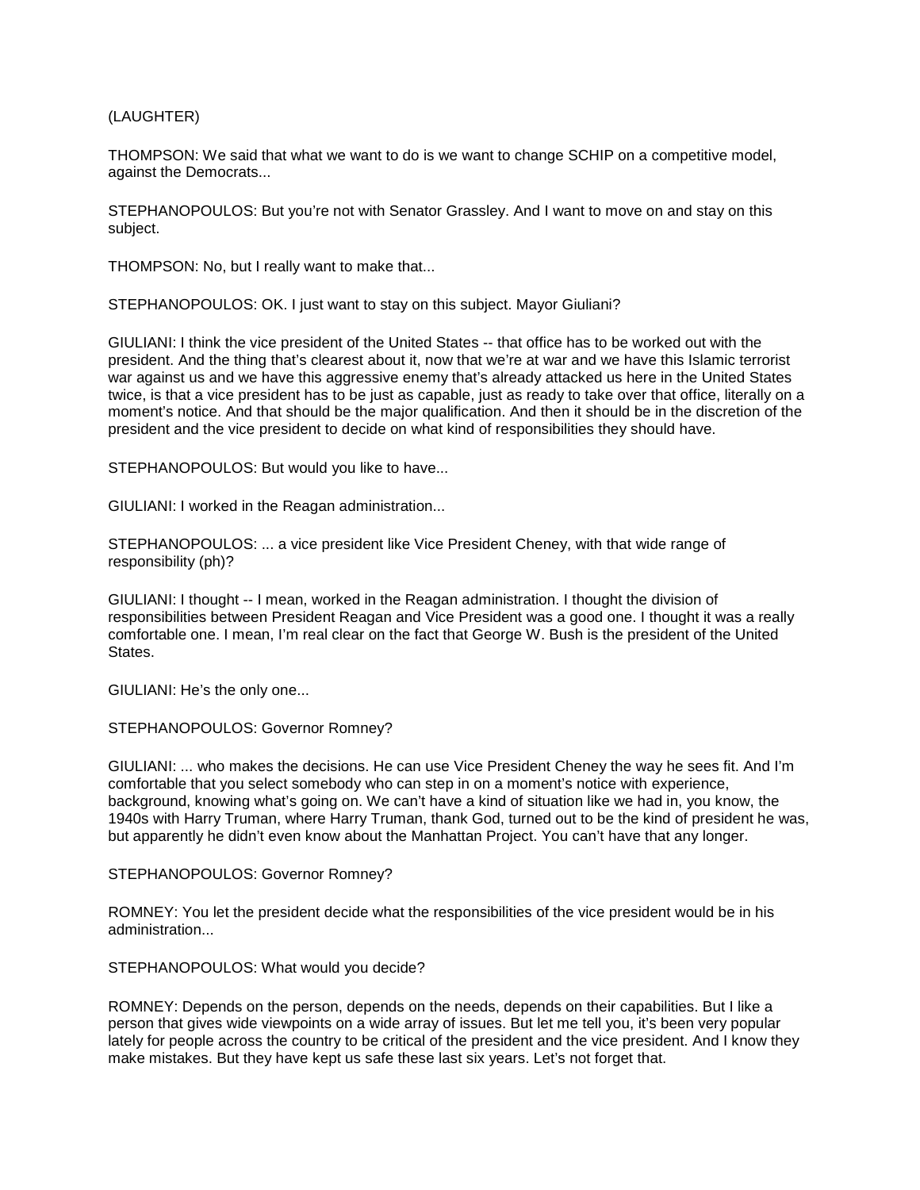(LAUGHTER)

THOMPSON: We said that what we want to do is we want to change SCHIP on a competitive model, against the Democrats...

STEPHANOPOULOS: But you're not with Senator Grassley. And I want to move on and stay on this subject.

THOMPSON: No, but I really want to make that...

STEPHANOPOULOS: OK. I just want to stay on this subject. Mayor Giuliani?

GIULIANI: I think the vice president of the United States -- that office has to be worked out with the president. And the thing that's clearest about it, now that we're at war and we have this Islamic terrorist war against us and we have this aggressive enemy that's already attacked us here in the United States twice, is that a vice president has to be just as capable, just as ready to take over that office, literally on a moment's notice. And that should be the major qualification. And then it should be in the discretion of the president and the vice president to decide on what kind of responsibilities they should have.

STEPHANOPOULOS: But would you like to have...

GIULIANI: I worked in the Reagan administration...

STEPHANOPOULOS: ... a vice president like Vice President Cheney, with that wide range of responsibility (ph)?

GIULIANI: I thought -- I mean, worked in the Reagan administration. I thought the division of responsibilities between President Reagan and Vice President was a good one. I thought it was a really comfortable one. I mean, I'm real clear on the fact that George W. Bush is the president of the United States.

GIULIANI: He's the only one...

STEPHANOPOULOS: Governor Romney?

GIULIANI: ... who makes the decisions. He can use Vice President Cheney the way he sees fit. And I'm comfortable that you select somebody who can step in on a moment's notice with experience, background, knowing what's going on. We can't have a kind of situation like we had in, you know, the 1940s with Harry Truman, where Harry Truman, thank God, turned out to be the kind of president he was, but apparently he didn't even know about the Manhattan Project. You can't have that any longer.

STEPHANOPOULOS: Governor Romney?

ROMNEY: You let the president decide what the responsibilities of the vice president would be in his administration...

STEPHANOPOULOS: What would you decide?

ROMNEY: Depends on the person, depends on the needs, depends on their capabilities. But I like a person that gives wide viewpoints on a wide array of issues. But let me tell you, it's been very popular lately for people across the country to be critical of the president and the vice president. And I know they make mistakes. But they have kept us safe these last six years. Let's not forget that.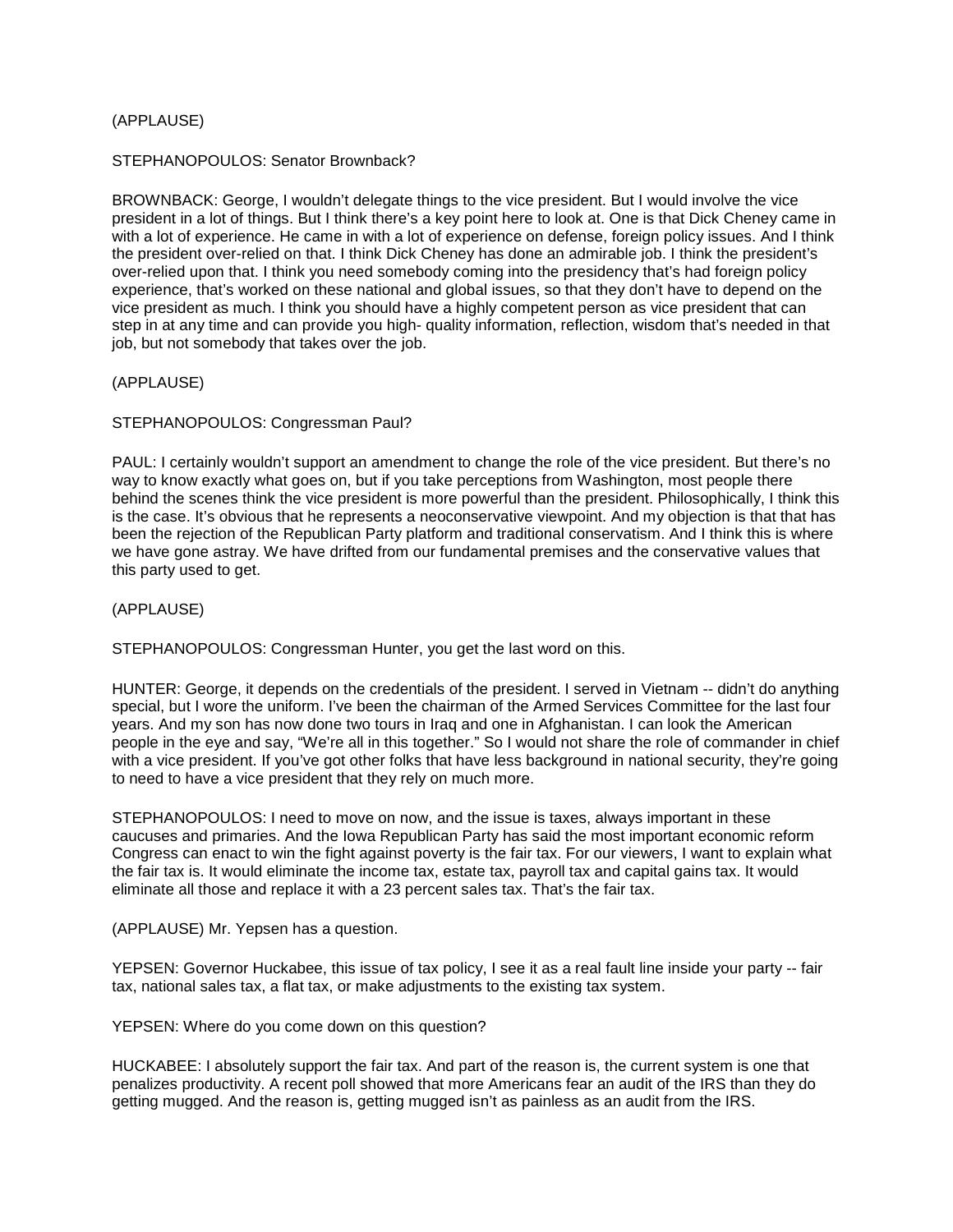(APPLAUSE)

STEPHANOPOULOS: Senator Brownback?

BROWNBACK: George, I wouldn't delegate things to the vice president. But I would involve the vice president in a lot of things. But I think there's a key point here to look at. One is that Dick Cheney came in with a lot of experience. He came in with a lot of experience on defense, foreign policy issues. And I think the president over-relied on that. I think Dick Cheney has done an admirable job. I think the president's over-relied upon that. I think you need somebody coming into the presidency that's had foreign policy experience, that's worked on these national and global issues, so that they don't have to depend on the vice president as much. I think you should have a highly competent person as vice president that can step in at any time and can provide you high- quality information, reflection, wisdom that's needed in that job, but not somebody that takes over the job.

(APPLAUSE)

STEPHANOPOULOS: Congressman Paul?

PAUL: I certainly wouldn't support an amendment to change the role of the vice president. But there's no way to know exactly what goes on, but if you take perceptions from Washington, most people there behind the scenes think the vice president is more powerful than the president. Philosophically, I think this is the case. It's obvious that he represents a neoconservative viewpoint. And my objection is that that has been the rejection of the Republican Party platform and traditional conservatism. And I think this is where we have gone astray. We have drifted from our fundamental premises and the conservative values that this party used to get.

(APPLAUSE)

STEPHANOPOULOS: Congressman Hunter, you get the last word on this.

HUNTER: George, it depends on the credentials of the president. I served in Vietnam -- didn't do anything special, but I wore the uniform. I've been the chairman of the Armed Services Committee for the last four years. And my son has now done two tours in Iraq and one in Afghanistan. I can look the American people in the eye and say, "We're all in this together." So I would not share the role of commander in chief with a vice president. If you've got other folks that have less background in national security, they're going to need to have a vice president that they rely on much more.

STEPHANOPOULOS: I need to move on now, and the issue is taxes, always important in these caucuses and primaries. And the Iowa Republican Party has said the most important economic reform Congress can enact to win the fight against poverty is the fair tax. For our viewers, I want to explain what the fair tax is. It would eliminate the income tax, estate tax, payroll tax and capital gains tax. It would eliminate all those and replace it with a 23 percent sales tax. That's the fair tax.

(APPLAUSE) Mr. Yepsen has a question.

YEPSEN: Governor Huckabee, this issue of tax policy, I see it as a real fault line inside your party -- fair tax, national sales tax, a flat tax, or make adjustments to the existing tax system.

YEPSEN: Where do you come down on this question?

HUCKABEE: I absolutely support the fair tax. And part of the reason is, the current system is one that penalizes productivity. A recent poll showed that more Americans fear an audit of the IRS than they do getting mugged. And the reason is, getting mugged isn't as painless as an audit from the IRS.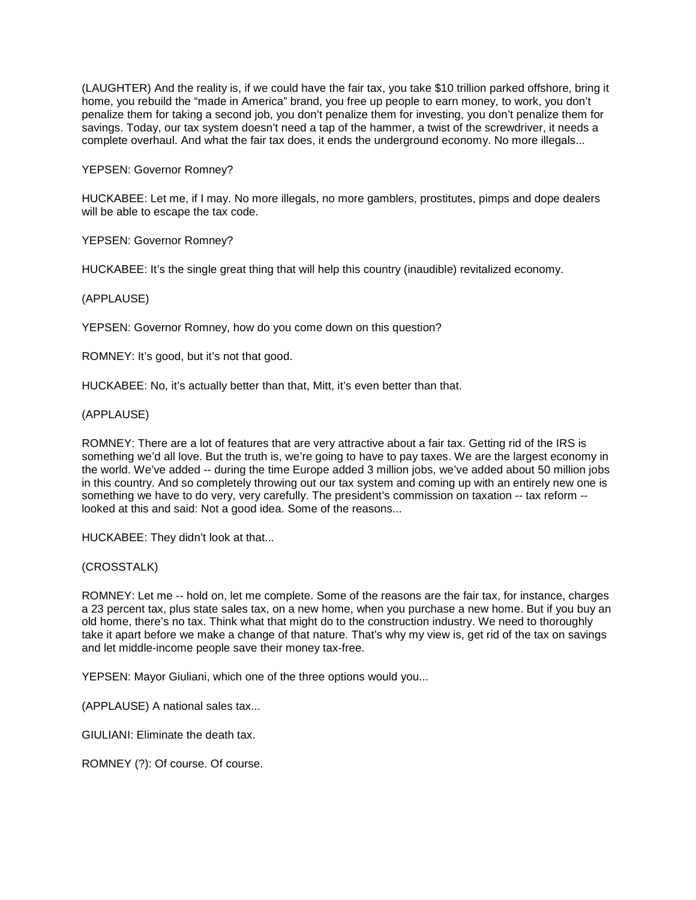(LAUGHTER) And the reality is, if we could have the fair tax, you take $10 trillion parked offshore, bring it home, you rebuild the “made in America” brand, you free up people to earn money, to work, you don’t penalize them for taking a second job, you don’t penalize them for investing, you don’t penalize them for savings. Today, our tax system doesn’t need a tap of the hammer, a twist of the screwdriver, it needs a complete overhaul. And what the fair tax does, it ends the underground economy. No more illegals...

YEPSEN: Governor Romney?

HUCKABEE: Let me, if I may. No more illegals, no more gamblers, prostitutes, pimps and dope dealers will be able to escape the tax code.

YEPSEN: Governor Romney?

HUCKABEE: It’s the single great thing that will help this country (inaudible) revitalized economy.

(APPLAUSE)

YEPSEN: Governor Romney, how do you come down on this question?

ROMNEY: It’s good, but it’s not that good.

HUCKABEE: No, it’s actually better than that, Mitt, it’s even better than that.

(APPLAUSE)

ROMNEY: There are a lot of features that are very attractive about a fair tax. Getting rid of the IRS is something we’d all love. But the truth is, we’re going to have to pay taxes. We are the largest economy in the world. We’ve added -- during the time Europe added 3 million jobs, we’ve added about 50 million jobs in this country. And so completely throwing out our tax system and coming up with an entirely new one is something we have to do very, very carefully. The president’s commission on taxation -- tax reform -- looked at this and said: Not a good idea. Some of the reasons...

HUCKABEE: They didn’t look at that...

(CROSSTALK)

ROMNEY: Let me -- hold on, let me complete. Some of the reasons are the fair tax, for instance, charges a 23 percent tax, plus state sales tax, on a new home, when you purchase a new home. But if you buy an old home, there’s no tax. Think what that might do to the construction industry. We need to thoroughly take it apart before we make a change of that nature. That’s why my view is, get rid of the tax on savings and let middle-income people save their money tax-free.

YEPSEN: Mayor Giuliani, which one of the three options would you...

(APPLAUSE) A national sales tax...

GIULIANI: Eliminate the death tax.

ROMNEY (?): Of course. Of course.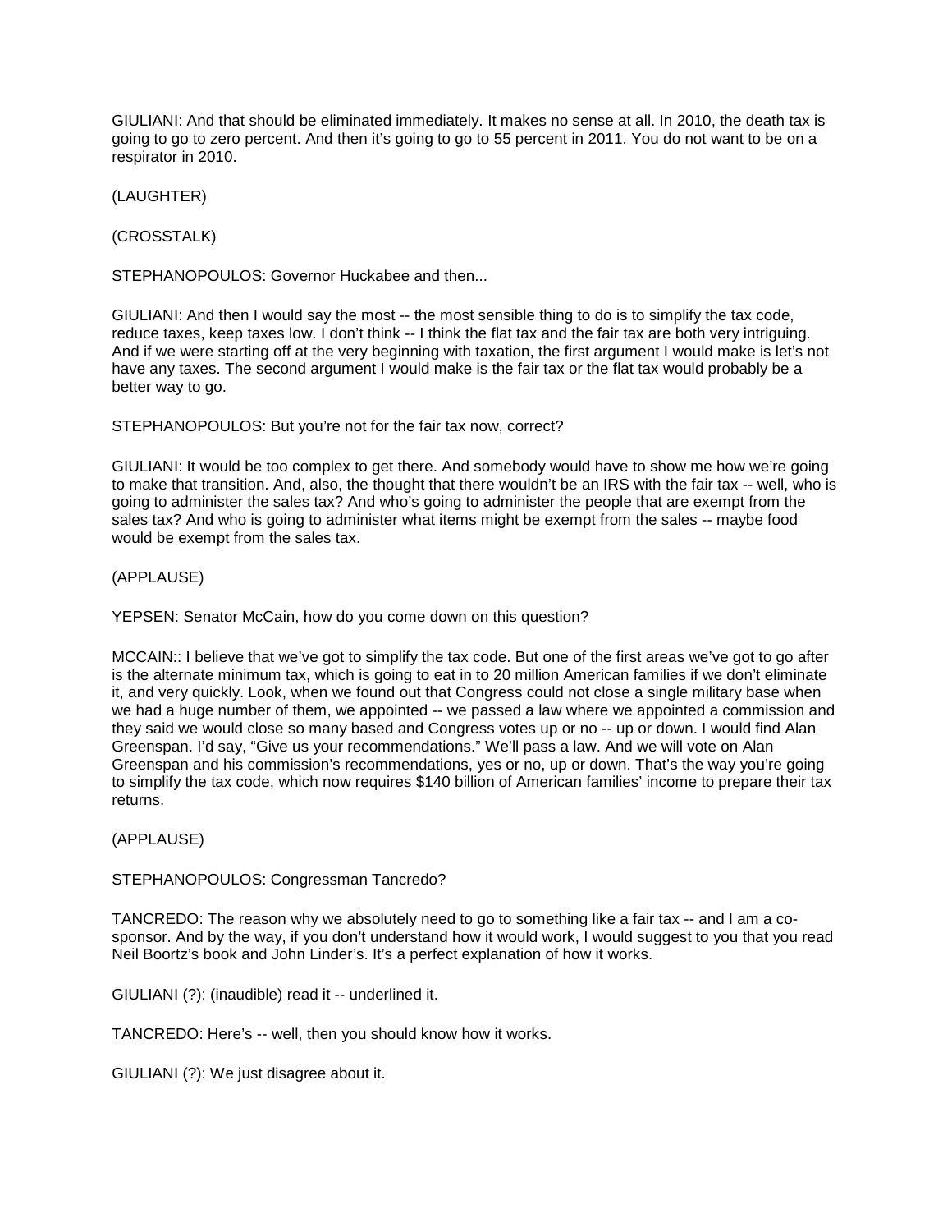GIULIANI: And that should be eliminated immediately. It makes no sense at all. In 2010, the death tax is going to go to zero percent. And then it's going to go to 55 percent in 2011. You do not want to be on a respirator in 2010.

(LAUGHTER)

(CROSSTALK)

STEPHANOPOULOS: Governor Huckabee and then...

GIULIANI: And then I would say the most -- the most sensible thing to do is to simplify the tax code, reduce taxes, keep taxes low. I don't think -- I think the flat tax and the fair tax are both very intriguing. And if we were starting off at the very beginning with taxation, the first argument I would make is let's not have any taxes. The second argument I would make is the fair tax or the flat tax would probably be a better way to go.

STEPHANOPOULOS: But you're not for the fair tax now, correct?

GIULIANI: It would be too complex to get there. And somebody would have to show me how we're going to make that transition. And, also, the thought that there wouldn't be an IRS with the fair tax -- well, who is going to administer the sales tax? And who's going to administer the people that are exempt from the sales tax? And who is going to administer what items might be exempt from the sales -- maybe food would be exempt from the sales tax.

(APPLAUSE)

YEPSEN: Senator McCain, how do you come down on this question?

MCCAIN:: I believe that we've got to simplify the tax code. But one of the first areas we've got to go after is the alternate minimum tax, which is going to eat in to 20 million American families if we don't eliminate it, and very quickly. Look, when we found out that Congress could not close a single military base when we had a huge number of them, we appointed -- we passed a law where we appointed a commission and they said we would close so many based and Congress votes up or no -- up or down. I would find Alan Greenspan. I'd say, "Give us your recommendations." We'll pass a law. And we will vote on Alan Greenspan and his commission's recommendations, yes or no, up or down. That's the way you're going to simplify the tax code, which now requires $140 billion of American families' income to prepare their tax returns.

(APPLAUSE)

STEPHANOPOULOS: Congressman Tancredo?

TANCREDO: The reason why we absolutely need to go to something like a fair tax -- and I am a co-sponsor. And by the way, if you don't understand how it would work, I would suggest to you that you read Neil Boortz's book and John Linder's. It's a perfect explanation of how it works.

GIULIANI (?): (inaudible) read it -- underlined it.

TANCREDO: Here's -- well, then you should know how it works.

GIULIANI (?): We just disagree about it.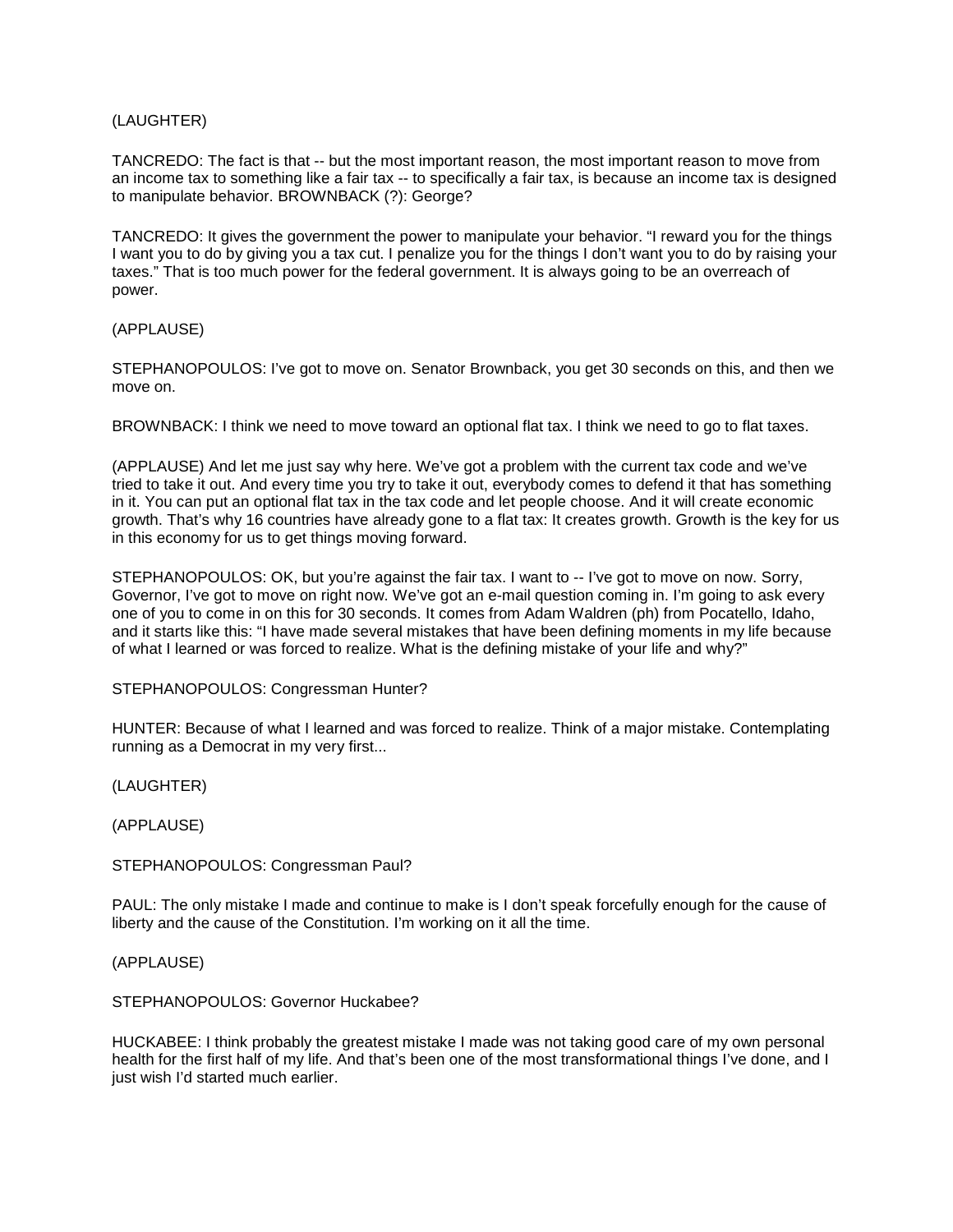(LAUGHTER)

TANCREDO: The fact is that -- but the most important reason, the most important reason to move from an income tax to something like a fair tax -- to specifically a fair tax, is because an income tax is designed to manipulate behavior. BROWNBACK (?): George?

TANCREDO: It gives the government the power to manipulate your behavior. "I reward you for the things I want you to do by giving you a tax cut. I penalize you for the things I don't want you to do by raising your taxes." That is too much power for the federal government. It is always going to be an overreach of power.

(APPLAUSE)

STEPHANOPOULOS: I've got to move on. Senator Brownback, you get 30 seconds on this, and then we move on.

BROWNBACK: I think we need to move toward an optional flat tax. I think we need to go to flat taxes.

(APPLAUSE) And let me just say why here. We've got a problem with the current tax code and we've tried to take it out. And every time you try to take it out, everybody comes to defend it that has something in it. You can put an optional flat tax in the tax code and let people choose. And it will create economic growth. That's why 16 countries have already gone to a flat tax: It creates growth. Growth is the key for us in this economy for us to get things moving forward.

STEPHANOPOULOS: OK, but you're against the fair tax. I want to -- I've got to move on now. Sorry, Governor, I've got to move on right now. We've got an e-mail question coming in. I'm going to ask every one of you to come in on this for 30 seconds. It comes from Adam Waldren (ph) from Pocatello, Idaho, and it starts like this: "I have made several mistakes that have been defining moments in my life because of what I learned or was forced to realize. What is the defining mistake of your life and why?"

STEPHANOPOULOS: Congressman Hunter?

HUNTER: Because of what I learned and was forced to realize. Think of a major mistake. Contemplating running as a Democrat in my very first...

(LAUGHTER)

(APPLAUSE)

STEPHANOPOULOS: Congressman Paul?

PAUL: The only mistake I made and continue to make is I don't speak forcefully enough for the cause of liberty and the cause of the Constitution. I'm working on it all the time.

(APPLAUSE)

STEPHANOPOULOS: Governor Huckabee?

HUCKABEE: I think probably the greatest mistake I made was not taking good care of my own personal health for the first half of my life. And that's been one of the most transformational things I've done, and I just wish I'd started much earlier.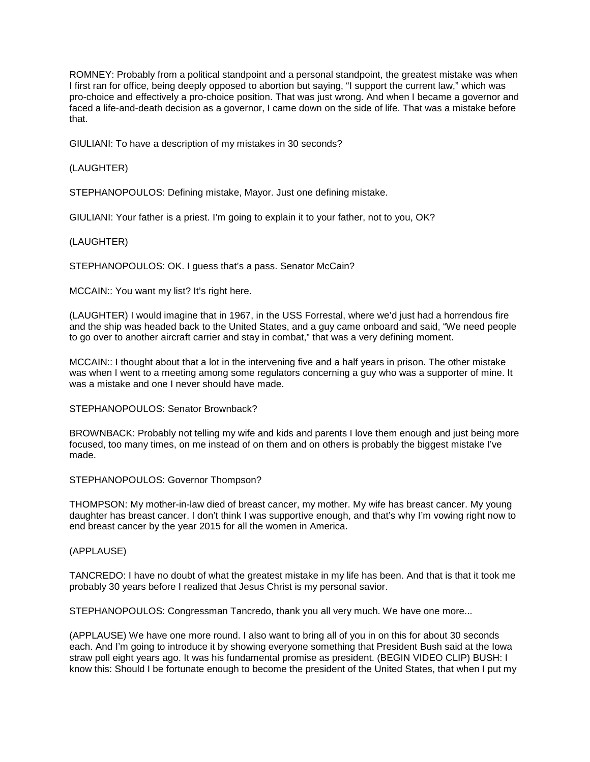ROMNEY: Probably from a political standpoint and a personal standpoint, the greatest mistake was when I first ran for office, being deeply opposed to abortion but saying, “I support the current law,” which was pro-choice and effectively a pro-choice position. That was just wrong. And when I became a governor and faced a life-and-death decision as a governor, I came down on the side of life. That was a mistake before that.

GIULIANI: To have a description of my mistakes in 30 seconds?

(LAUGHTER)

STEPHANOPOULOS: Defining mistake, Mayor. Just one defining mistake.

GIULIANI: Your father is a priest. I’m going to explain it to your father, not to you, OK?

(LAUGHTER)

STEPHANOPOULOS: OK. I guess that’s a pass. Senator McCain?

MCCAIN:: You want my list? It’s right here.

(LAUGHTER) I would imagine that in 1967, in the USS Forrestal, where we’d just had a horrendous fire and the ship was headed back to the United States, and a guy came onboard and said, “We need people to go over to another aircraft carrier and stay in combat,” that was a very defining moment.

MCCAIN:: I thought about that a lot in the intervening five and a half years in prison. The other mistake was when I went to a meeting among some regulators concerning a guy who was a supporter of mine. It was a mistake and one I never should have made.

STEPHANOPOULOS: Senator Brownback?

BROWNBACK: Probably not telling my wife and kids and parents I love them enough and just being more focused, too many times, on me instead of on them and on others is probably the biggest mistake I’ve made.

STEPHANOPOULOS: Governor Thompson?

THOMPSON: My mother-in-law died of breast cancer, my mother. My wife has breast cancer. My young daughter has breast cancer. I don’t think I was supportive enough, and that’s why I’m vowing right now to end breast cancer by the year 2015 for all the women in America.

(APPLAUSE)

TANCREDO: I have no doubt of what the greatest mistake in my life has been. And that is that it took me probably 30 years before I realized that Jesus Christ is my personal savior.

STEPHANOPOULOS: Congressman Tancredo, thank you all very much. We have one more...

(APPLAUSE) We have one more round. I also want to bring all of you in on this for about 30 seconds each. And I’m going to introduce it by showing everyone something that President Bush said at the Iowa straw poll eight years ago. It was his fundamental promise as president. (BEGIN VIDEO CLIP) BUSH: I know this: Should I be fortunate enough to become the president of the United States, that when I put my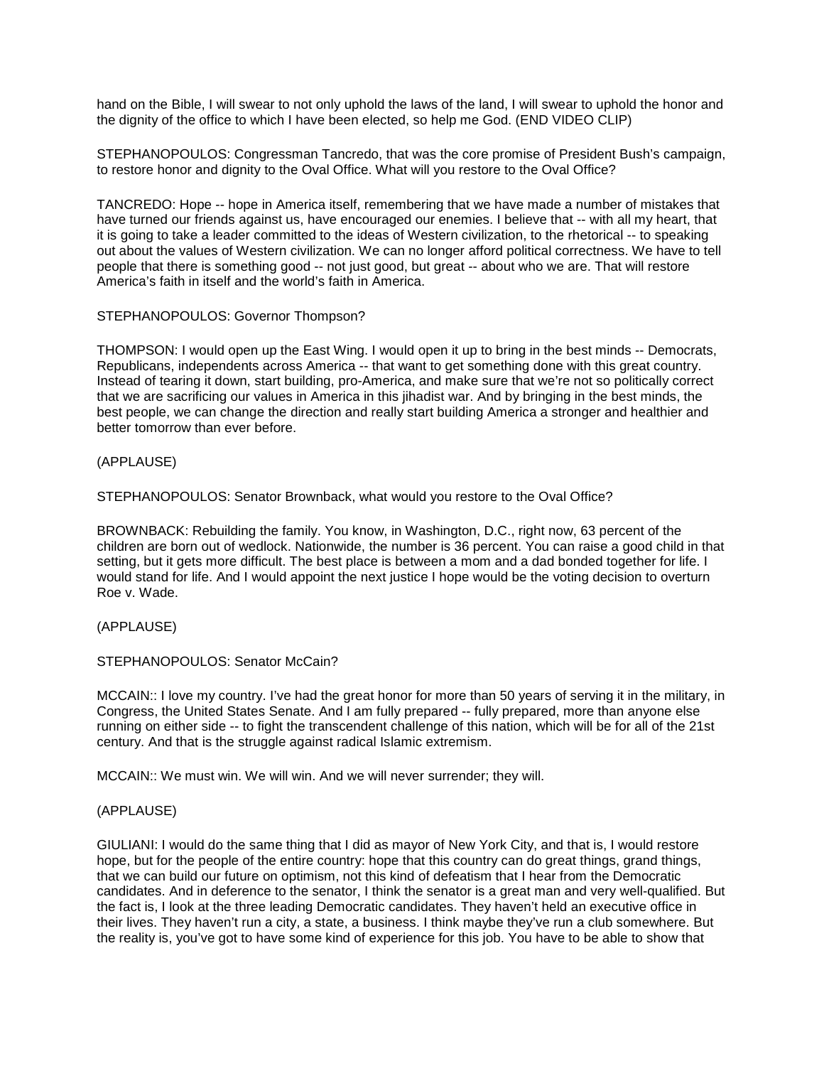hand on the Bible, I will swear to not only uphold the laws of the land, I will swear to uphold the honor and the dignity of the office to which I have been elected, so help me God. (END VIDEO CLIP)

STEPHANOPOULOS: Congressman Tancredo, that was the core promise of President Bush's campaign, to restore honor and dignity to the Oval Office. What will you restore to the Oval Office?

TANCREDO: Hope -- hope in America itself, remembering that we have made a number of mistakes that have turned our friends against us, have encouraged our enemies. I believe that -- with all my heart, that it is going to take a leader committed to the ideas of Western civilization, to the rhetorical -- to speaking out about the values of Western civilization. We can no longer afford political correctness. We have to tell people that there is something good -- not just good, but great -- about who we are. That will restore America's faith in itself and the world's faith in America.

STEPHANOPOULOS: Governor Thompson?

THOMPSON: I would open up the East Wing. I would open it up to bring in the best minds -- Democrats, Republicans, independents across America -- that want to get something done with this great country. Instead of tearing it down, start building, pro-America, and make sure that we're not so politically correct that we are sacrificing our values in America in this jihadist war. And by bringing in the best minds, the best people, we can change the direction and really start building America a stronger and healthier and better tomorrow than ever before.

(APPLAUSE)

STEPHANOPOULOS: Senator Brownback, what would you restore to the Oval Office?

BROWNBACK: Rebuilding the family. You know, in Washington, D.C., right now, 63 percent of the children are born out of wedlock. Nationwide, the number is 36 percent. You can raise a good child in that setting, but it gets more difficult. The best place is between a mom and a dad bonded together for life. I would stand for life. And I would appoint the next justice I hope would be the voting decision to overturn Roe v. Wade.

(APPLAUSE)

STEPHANOPOULOS: Senator McCain?

MCCAIN:: I love my country. I've had the great honor for more than 50 years of serving it in the military, in Congress, the United States Senate. And I am fully prepared -- fully prepared, more than anyone else running on either side -- to fight the transcendent challenge of this nation, which will be for all of the 21st century. And that is the struggle against radical Islamic extremism.

MCCAIN:: We must win. We will win. And we will never surrender; they will.

(APPLAUSE)

GIULIANI: I would do the same thing that I did as mayor of New York City, and that is, I would restore hope, but for the people of the entire country: hope that this country can do great things, grand things, that we can build our future on optimism, not this kind of defeatism that I hear from the Democratic candidates. And in deference to the senator, I think the senator is a great man and very well-qualified. But the fact is, I look at the three leading Democratic candidates. They haven't held an executive office in their lives. They haven't run a city, a state, a business. I think maybe they've run a club somewhere. But the reality is, you've got to have some kind of experience for this job. You have to be able to show that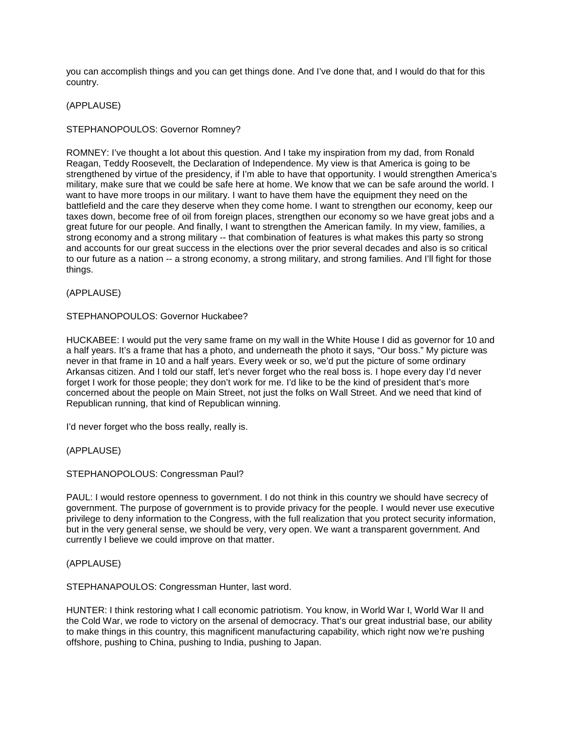you can accomplish things and you can get things done. And I’ve done that, and I would do that for this country.

(APPLAUSE)

STEPHANOPOULOS: Governor Romney?

ROMNEY: I’ve thought a lot about this question. And I take my inspiration from my dad, from Ronald Reagan, Teddy Roosevelt, the Declaration of Independence. My view is that America is going to be strengthened by virtue of the presidency, if I’m able to have that opportunity. I would strengthen America’s military, make sure that we could be safe here at home. We know that we can be safe around the world. I want to have more troops in our military. I want to have them have the equipment they need on the battlefield and the care they deserve when they come home. I want to strengthen our economy, keep our taxes down, become free of oil from foreign places, strengthen our economy so we have great jobs and a great future for our people. And finally, I want to strengthen the American family. In my view, families, a strong economy and a strong military -- that combination of features is what makes this party so strong and accounts for our great success in the elections over the prior several decades and also is so critical to our future as a nation -- a strong economy, a strong military, and strong families. And I’ll fight for those things.

(APPLAUSE)

STEPHANOPOULOS: Governor Huckabee?

HUCKABEE: I would put the very same frame on my wall in the White House I did as governor for 10 and a half years. It’s a frame that has a photo, and underneath the photo it says, “Our boss.” My picture was never in that frame in 10 and a half years. Every week or so, we’d put the picture of some ordinary Arkansas citizen. And I told our staff, let’s never forget who the real boss is. I hope every day I’d never forget I work for those people; they don’t work for me. I’d like to be the kind of president that’s more concerned about the people on Main Street, not just the folks on Wall Street. And we need that kind of Republican running, that kind of Republican winning.

I’d never forget who the boss really, really is.

(APPLAUSE)

STEPHANOPOLOUS: Congressman Paul?

PAUL: I would restore openness to government. I do not think in this country we should have secrecy of government. The purpose of government is to provide privacy for the people. I would never use executive privilege to deny information to the Congress, with the full realization that you protect security information, but in the very general sense, we should be very, very open. We want a transparent government. And currently I believe we could improve on that matter.

(APPLAUSE)

STEPHANAPOULOS: Congressman Hunter, last word.

HUNTER: I think restoring what I call economic patriotism. You know, in World War I, World War II and the Cold War, we rode to victory on the arsenal of democracy. That’s our great industrial base, our ability to make things in this country, this magnificent manufacturing capability, which right now we’re pushing offshore, pushing to China, pushing to India, pushing to Japan.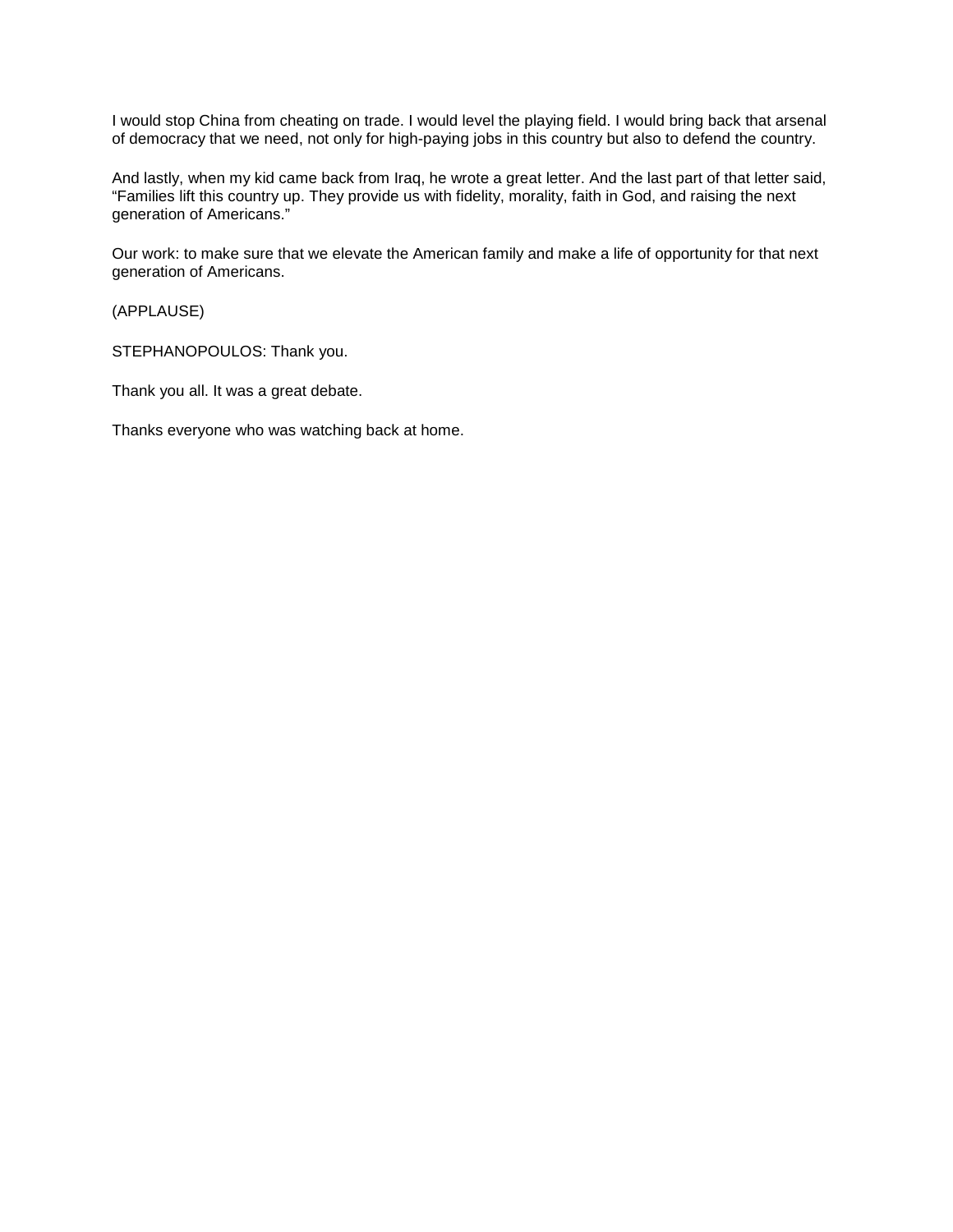I would stop China from cheating on trade. I would level the playing field. I would bring back that arsenal of democracy that we need, not only for high-paying jobs in this country but also to defend the country.

And lastly, when my kid came back from Iraq, he wrote a great letter. And the last part of that letter said, “Families lift this country up. They provide us with fidelity, morality, faith in God, and raising the next generation of Americans.”

Our work: to make sure that we elevate the American family and make a life of opportunity for that next generation of Americans.

(APPLAUSE)

STEPHANOPOULOS: Thank you.

Thank you all. It was a great debate.

Thanks everyone who was watching back at home.